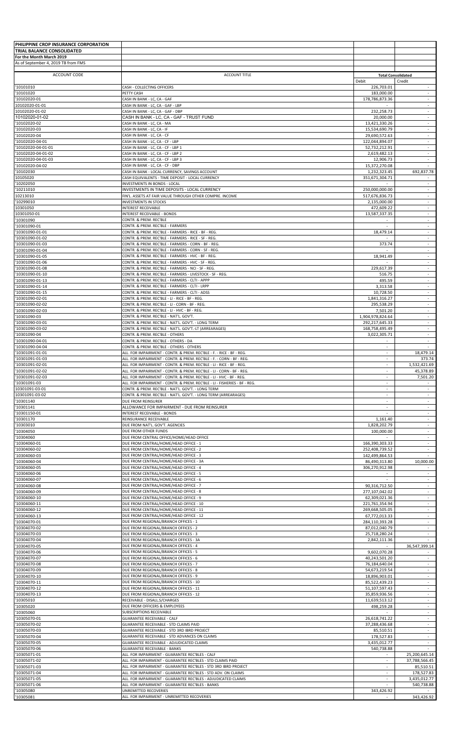**PHILIPPINE CROP INSURANCE CORPORATION**
**TRIAL BALANCE CONSOLIDATED**
**For the Month March 2019**
As of September 4, 2019 TB from FMS

| ACCOUNT CODE | ACCOUNT TITLE | Total Consolidated | |
|---|---|---|---|
| | | Debit | Credit |
| '10101010 | CASH - COLLECTING OFFICERS | 226,703.01 | - |
| '10101020 | PETTY CASH | 183,000.00 | - |
| '10102020-01 | CASH IN BANK - LC, CA - GAF | 178,786,873.36 | - |
| 10102020-01-01 | CASH IN BANK - LC, CA - GAF - LBP | - | - |
| 10102020-01-02 | CASH IN BANK - LC, CA - GAF - DBP | 232,258.73 | - |
| 10102020-01-02 | CASH IN BANK - LC, CA - GAF - TRUST FUND | 20,000.00 | - |
| '10102020-02 | CASH IN BANK - LC, CA - MA | 13,421,330.26 | - |
| '10102020-03 | CASH IN BANK - LC, CA - IF | 15,534,690.79 | - |
| '10102020-04 | CASH IN BANK - LC, CA - CF | 29,690,572.63 | - |
| '10102020-04-01 | CASH IN BANK - LC, CA - CF - LBP | 122,044,894.07 | - |
| '10102020-04-01-01 | CASH IN BANK - LC, CA - CF - LBP 1 | 52,732,212.91 | - |
| '10102020-04-01-02 | CASH IN BANK - LC, CA - CF - LBP 2 | 2,619,482.13 | - |
| '10102020-04-01-03 | CASH IN BANK - LC, CA - CF - LBP 3 | 12,906.73 | - |
| '10102020-04-02 | CASH IN BANK - LC, CA - CF - DBP | 15,372,270.08 | - |
| '10102030 | CASH IN BANK - LOCAL CURRENCY, SAVINGS ACCOUNT | 1,232,323.45 | 692,837.78 |
| 10105020 | CASH EQUIVALENTS - TIME DEPOSIT - LOCAL CURRENCY | 351,671,304.71 | - |
| '10202050 | INVESTMENTS IN BONDS - LOCAL | - | - |
| '10211010 | INVESTMENTS IN TIME DEPOSITS - LOCAL CURRENCY | 250,000,000.00 | - |
| 10213010 | FIN'L. ASSETS AT FAIR VALUE THROUGH OTHER COMPRE. INCOME | 517,676,836.73 | - |
| '10299010 | INVESTMENTS IN STOCKS | 2,135,000.00 | - |
| 10301050 | INTEREST RECEIVABLE | 472,609.22 | - |
| 10301050-01 | INTEREST RECEIVABLE - BONDS | 13,587,337.35 | - |
| '10301090 | CONTR. & PREM. REC'BLE | - | - |
| '10301090-01 | CONTR. & PREM. REC'BLE - FARMERS | - | - |
| '10301090-01-01 | CONTR. & PREM. REC'BLE - FARMERS - RICE - BF - REG. | 18,479.14 | - |
| '10301090-01-02 | CONTR. & PREM. REC'BLE - FARMERS - RICE - SF - REG. | - | - |
| '10301090-01-03 | CONTR. & PREM. REC'BLE - FARMERS - CORN - BF - REG. | 373.74 | - |
| '10301090-01-04 | CONTR. & PREM. REC'BLE - FARMERS - CORN - SF - REG. | - | - |
| '10301090-01-05 | CONTR. & PREM. REC'BLE - FARMERS - HVC - BF - REG. | 18,941.49 | - |
| '10301090-01-06 | CONTR. & PREM. REC'BLE - FARMERS - HVC - SF - REG. | - | - |
| '10301090-01-08 | CONTR. & PREM. REC'BLE - FARMERS - NCI - SF - REG. | 229,617.39 | - |
| '10301090-01-10 | CONTR. & PREM. REC'BLE - FARMERS - LIVESTOCK - SF - REG. | 516.75 | - |
| '10301090-01-13 | CONTR. & PREM. REC'BLE - FARMERS - CLTI - APPP | 495.59 | - |
| '10301090-01-14 | CONTR. & PREM. REC'BLE - FARMERS - CLTI - LRPP | 3,313.58 | - |
| '10301090-01-15 | CONTR. & PREM. REC'BLE - FARMERS - CLTI - ADSS | 10,728.50 | - |
| '10301090-02-01 | CONTR. & PREM. REC'BLE - LI - RICE - BF - REG. | 1,841,316.27 | - |
| '10301090-02-02 | CONTR. & PREM. REC'BLE - LI - CORN - BF - REG. | 295,538.29 | - |
| '10301090-02-03 | CONTR. & PREM. REC'BLE - LI - HVC - BF - REG. | 7,501.20 | - |
| '10301090-03 | CONTR. & PREM. REC'BLE - NAT'L. GOV'T. | 1,904,978,824.64 | - |
| '10301090-03-01 | CONTR. & PREM. REC'BLE - NAT'L. GOV'T. - LONG TERM | 292,217,645.33 | - |
| '10301090-03-02 | CONTR. & PREM. REC'BLE - NAT'L. GOV'T. -LT (ARREARAGES) | 168,758,495.49 | - |
| '10301090-04 | CONTR. & PREM. REC'BLE - OTHERS | 3,022,305.71 | - |
| '10301090-04-01 | CONTR. & PREM. REC'BLE - OTHERS - DA | - | - |
| '10301090-04-04 | CONTR. & PREM. REC'BLE - OTHERS - OTHERS | - | - |
| '10301091-01-01 | ALL. FOR IMPAIRMENT - CONTR. & PREM. REC'BLE - F. - RICE - BF - REG. | - | 18,479.14 |
| '10301091-01-03 | ALL. FOR IMPAIRMENT - CONTR. & PREM. REC'BLE - F. - CORN - BF - REG. | - | 373.74 |
| '10301091-02-01 | ALL. FOR IMPAIRMENT - CONTR. & PREM. REC'BLE - LI - RICE - BF - REG. | - | 1,532,421.69 |
| '10301091-02-02 | ALL. FOR IMPAIRMENT - CONTR. & PREM. REC'BLE - LI - CORN - BF - REG. | - | 45,378.89 |
| '10301091-02-03 | ALL. FOR IMPAIRMENT - CONTR. & PREM. REC'BLE - LI - HVC - BF - REG. | - | 7,501.20 |
| '10301091-03 | ALL. FOR IMPAIRMENT - CONTR. & PREM. REC'BLE - LI - FISHERIES - BF - REG. | - | - |
| 10301091-03-01 | CONTR. & PREM. REC'BLE - NAT'L. GOV'T. - LONG TERM | - | - |
| 10301091-03-02 | CONTR. & PREM. REC'BLE - NAT'L. GOV'T. - LONG TERM (ARREARAGES) | - | - |
| '10301140 | DUE FROM REINSURER | - | - |
| '10301141 | ALLOWANCE FOR IMPAIRMENT - DUE FROM REINSURER | - | - |
| '10301150-01 | INTEREST RECEIVABLE - BONDS | - | - |
| '10301170 | REINSURANCE RECEIVABLE | 1,161.40 | - |
| '10303010 | DUE FROM NAT'L. GOV'T. AGENCIES | 1,828,202.79 | - |
| '10304050 | DUE FROM OTHER FUNDS | 100,000.00 | - |
| '10304060 | DUE FROM CENTRAL OFFICE/HOME/HEAD OFFICE | - | - |
| '10304060-01 | DUE FROM CENTRAL/HOME/HEAD OFFICE - 1 | 166,390,303.33 | - |
| '10304060-02 | DUE FROM CENTRAL/HOME/HEAD OFFICE - 2 | 252,408,739.52 | - |
| '10304060-03 | DUE FROM CENTRAL/HOME/HEAD OFFICE - 3 | 142,499,864.53 | - |
| '10304060-04 | DUE FROM CENTRAL/HOME/HEAD OFFICE - 3A | 86,490,313.80 | 10,000.00 |
| '10304060-05 | DUE FROM CENTRAL/HOME/HEAD OFFICE - 4 | 306,270,912.98 | - |
| '10304060-06 | DUE FROM CENTRAL/HOME/HEAD OFFICE - 5 | - | - |
| '10304060-07 | DUE FROM CENTRAL/HOME/HEAD OFFICE - 6 | - | - |
| '10304060-08 | DUE FROM CENTRAL/HOME/HEAD OFFICE - 7 | 90,316,712.50 | - |
| '10304060-09 | DUE FROM CENTRAL/HOME/HEAD OFFICE - 8 | 277,107,042.02 | - |
| '10304060-10 | DUE FROM CENTRAL/HOME/HEAD OFFICE - 9 | 62,309,021.36 | - |
| '10304060-11 | DUE FROM CENTRAL/HOME/HEAD OFFICE - 10 | 221,761,354.94 | - |
| '10304060-12 | DUE FROM CENTRAL/HOME/HEAD OFFICE - 11 | 269,668,505.05 | - |
| '10304060-13 | DUE FROM CENTRAL/HOME/HEAD OFFICE - 12 | 67,772,013.33 | - |
| '10304070-01 | DUE FROM REGIONAL/BRANCH OFFICES - 1 | 284,110,393.28 | - |
| '10304070-02 | DUE FROM REGIONAL/BRANCH OFFICES - 2 | 87,012,040.79 | - |
| '10304070-03 | DUE FROM REGIONAL/BRANCH OFFICES - 3 | 25,718,280.24 | - |
| '10304070-04 | DUE FROM REGIONAL/BRANCH OFFICES - 3A | 2,842,111.36 | - |
| '10304070-05 | DUE FROM REGIONAL/BRANCH OFFICES - 4 | - | 36,547,399.14 |
| '10304070-06 | DUE FROM REGIONAL/BRANCH OFFICES - 5 | 9,602,070.28 | - |
| '10304070-07 | DUE FROM REGIONAL/BRANCH OFFICES - 6 | 40,243,501.20 | - |
| '10304070-08 | DUE FROM REGIONAL/BRANCH OFFICES - 7 | 76,184,640.04 | - |
| '10304070-09 | DUE FROM REGIONAL/BRANCH OFFICES - 8 | 54,673,219.54 | - |
| '10304070-10 | DUE FROM REGIONAL/BRANCH OFFICES - 9 | 18,896,903.01 | - |
| '10304070-11 | DUE FROM REGIONAL/BRANCH OFFICES - 10 | 85,522,439.23 | - |
| '10304070-12 | DUE FROM REGIONAL/BRANCH OFFICES - 11 | 51,107,597.43 | - |
| '10304070-13 | DUE FROM REGIONAL/BRANCH OFFICES - 12 | 35,859,936.56 | - |
| '10305010 | RECEIVABLE - DISALL.S/CHARGES | 11,639,513.12 | - |
| '10305020 | DUE FROM OFFICERS & EMPLOYEES | 498,259.28 | - |
| '10305060 | SUBSCRIPTIONS RECEIVABLE | - | - |
| '10305070-01 | GUARANTEE RECEIVABLE - CALF | 26,618,741.22 | - |
| '10305070-02 | GUARANTEE RECEIVABLE - STD CLAIMS PAID | 37,288,436.68 | - |
| '10305070-03 | GUARANTEE RECEIVABLE - STD 3RD IBRD PROJECT | 85,510.51 | - |
| '10305070-04 | GUARANTEE RECEIVABLE - STD ADVANCES ON CLAIMS | 178,527.83 | - |
| '10305070-05 | GUARANTEE RECEIVABLE - ADJUDICATED CLAIMS | 3,435,012.77 | - |
| '10305070-06 | GUARANTEE RECEIVABLE - BANKS | 540,738.88 | - |
| '10305071-01 | ALL. FOR IMPAIRMENT - GUARANTEE REC'BLES - CALF | - | 25,200,645.14 |
| '10305071-02 | ALL. FOR IMPAIRMENT - GUARANTEE REC'BLES - STD CLAIMS PAID | - | 37,788,566.45 |
| '10305071-03 | ALL. FOR IMPAIRMENT - GUARANTEE REC'BLES - STD 3RD IBRD PROJECT | - | 85,510.51 |
| '10305071-04 | ALL. FOR IMPAIRMENT - GUARANTEE REC'BLES - STD ADV. ON CLAIMS | - | 178,527.83 |
| '10305071-05 | ALL. FOR IMPAIRMENT - GUARANTEE REC'BLES - ADJUDICATED CLAIMS | - | 3,435,012.77 |
| '10305071-06 | ALL. FOR IMPAIRMENT - GUARANTEE REC'BLES - BANKS | - | 540,738.88 |
| '10305080 | UNREMITTED RECOVERIES | 343,426.92 | - |
| '10305081 | ALL. FOR IMPAIRMENT - UNREMITTED RECOVERIES | - | 343,426.92 |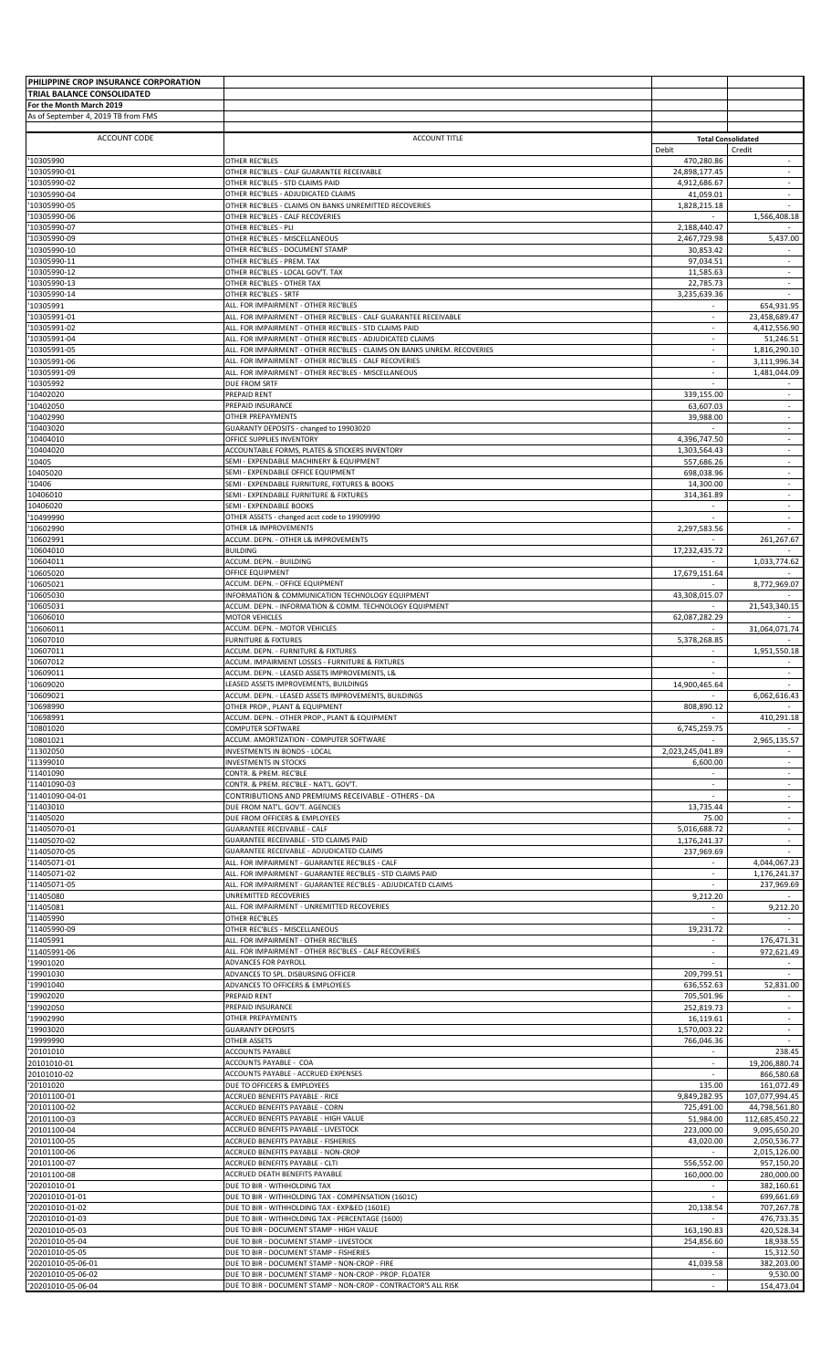| PHILIPPINE CROP INSURANCE CORPORATION | | | |
|---|---|---|---|
| TRIAL BALANCE CONSOLIDATED | | | |
| For the Month March 2019 | | | |
| As of September 4, 2019 TB from FMS | | | |
| ACCOUNT CODE | ACCOUNT TITLE | Total Consolidated | |
| | | Debit | Credit |
| '10305990 | OTHER REC'BLES | 470,280.86 | - |
| '10305990-01 | OTHER REC'BLES - CALF GUARANTEE RECEIVABLE | 24,898,177.45 | - |
| '10305990-02 | OTHER REC'BLES - STD CLAIMS PAID | 4,912,686.67 | - |
| '10305990-04 | OTHER REC'BLES - ADJUDICATED CLAIMS | 41,059.01 | - |
| '10305990-05 | OTHER REC'BLES - CLAIMS ON BANKS UNREMITTED RECOVERIES | 1,828,215.18 | - |
| '10305990-06 | OTHER REC'BLES - CALF RECOVERIES | - | 1,566,408.18 |
| '10305990-07 | OTHER REC'BLES - PLI | 2,188,440.47 | - |
| '10305990-09 | OTHER REC'BLES - MISCELLANEOUS | 2,467,729.98 | 5,437.00 |
| '10305990-10 | OTHER REC'BLES - DOCUMENT STAMP | 30,853.42 | - |
| '10305990-11 | OTHER REC'BLES - PREM. TAX | 97,034.51 | - |
| '10305990-12 | OTHER REC'BLES - LOCAL GOV'T. TAX | 11,585.63 | - |
| '10305990-13 | OTHER REC'BLES - OTHER TAX | 22,785.73 | - |
| '10305990-14 | OTHER REC'BLES - SRTF | 3,235,639.36 | - |
| '10305991 | ALL. FOR IMPAIRMENT - OTHER REC'BLES | - | 654,931.95 |
| '10305991-01 | ALL. FOR IMPAIRMENT - OTHER REC'BLES - CALF GUARANTEE RECEIVABLE | - | 23,458,689.47 |
| '10305991-02 | ALL. FOR IMPAIRMENT - OTHER REC'BLES - STD CLAIMS PAID | - | 4,412,556.90 |
| '10305991-04 | ALL. FOR IMPAIRMENT - OTHER REC'BLES - ADJUDICATED CLAIMS | - | 51,246.51 |
| '10305991-05 | ALL. FOR IMPAIRMENT - OTHER REC'BLES - CLAIMS ON BANKS UNREM. RECOVERIES | - | 1,816,290.10 |
| '10305991-06 | ALL. FOR IMPAIRMENT - OTHER REC'BLES - CALF RECOVERIES | - | 3,111,996.34 |
| '10305991-09 | ALL. FOR IMPAIRMENT - OTHER REC'BLES - MISCELLANEOUS | - | 1,481,044.09 |
| '10305992 | DUE FROM SRTF | - | - |
| '10402020 | PREPAID RENT | 339,155.00 | - |
| '10402050 | PREPAID INSURANCE | 63,607.03 | - |
| '10402990 | OTHER PREPAYMENTS | 39,988.00 | - |
| '10403020 | GUARANTY DEPOSITS - changed to 19903020 | - | - |
| '10404010 | OFFICE SUPPLIES INVENTORY | 4,396,747.50 | - |
| '10404020 | ACCOUNTABLE FORMS, PLATES & STICKERS INVENTORY | 1,303,564.43 | - |
| '10405 | SEMI - EXPENDABLE MACHINERY & EQUIPMENT | 557,686.26 | - |
| 10405020 | SEMI - EXPENDABLE OFFICE EQUIPMENT | 698,038.96 | - |
| '10406 | SEMI - EXPENDABLE FURNITURE, FIXTURES & BOOKS | 14,300.00 | - |
| 10406010 | SEMI - EXPENDABLE FURNITURE & FIXTURES | 314,361.89 | - |
| 10406020 | SEMI - EXPENDABLE BOOKS | - | - |
| '10499990 | OTHER ASSETS - changed acct code to 19909990 | - | - |
| '10602990 | OTHER L& IMPROVEMENTS | 2,297,583.56 | - |
| '10602991 | ACCUM. DEPN. - OTHER L& IMPROVEMENTS | - | 261,267.67 |
| '10604010 | BUILDING | 17,232,435.72 | - |
| '10604011 | ACCUM. DEPN. - BUILDING | - | 1,033,774.62 |
| '10605020 | OFFICE EQUIPMENT | 17,679,151.64 | - |
| '10605021 | ACCUM. DEPN. - OFFICE EQUIPMENT | - | 8,772,969.07 |
| '10605030 | INFORMATION & COMMUNICATION TECHNOLOGY EQUIPMENT | 43,308,015.07 | - |
| '10605031 | ACCUM. DEPN. - INFORMATION & COMM. TECHNOLOGY EQUIPMENT | - | 21,543,340.15 |
| '10606010 | MOTOR VEHICLES | 62,087,282.29 | - |
| '10606011 | ACCUM. DEPN. - MOTOR VEHICLES | - | 31,064,071.74 |
| '10607010 | FURNITURE & FIXTURES | 5,378,268.85 | - |
| '10607011 | ACCUM. DEPN. - FURNITURE & FIXTURES | - | 1,951,550.18 |
| '10607012 | ACCUM. IMPAIRMENT LOSSES - FURNITURE & FIXTURES | - | - |
| '10609011 | ACCUM. DEPN. - LEASED ASSETS IMPROVEMENTS, L& | - | - |
| '10609020 | LEASED ASSETS IMPROVEMENTS, BUILDINGS | 14,900,465.64 | - |
| '10609021 | ACCUM. DEPN. - LEASED ASSETS IMPROVEMENTS, BUILDINGS | - | 6,062,616.43 |
| '10698990 | OTHER PROP., PLANT & EQUIPMENT | 808,890.12 | - |
| '10698991 | ACCUM. DEPN. - OTHER PROP., PLANT & EQUIPMENT | - | 410,291.18 |
| '10801020 | COMPUTER SOFTWARE | 6,745,259.75 | - |
| '10801021 | ACCUM. AMORTIZATION - COMPUTER SOFTWARE | - | 2,965,135.57 |
| '11302050 | INVESTMENTS IN BONDS - LOCAL | 2,023,245,041.89 | - |
| '11399010 | INVESTMENTS IN STOCKS | 6,600.00 | - |
| '11401090 | CONTR. & PREM. REC'BLE | - | - |
| '11401090-03 | CONTR. & PREM. REC'BLE - NAT'L. GOV'T. | - | - |
| '11401090-04-01 | CONTRIBUTIONS AND PREMIUMS RECEIVABLE - OTHERS - DA | - | - |
| '11403010 | DUE FROM NAT'L. GOV'T. AGENCIES | 13,735.44 | - |
| '11405020 | DUE FROM OFFICERS & EMPLOYEES | 75.00 | - |
| '11405070-01 | GUARANTEE RECEIVABLE - CALF | 5,016,688.72 | - |
| '11405070-02 | GUARANTEE RECEIVABLE - STD CLAIMS PAID | 1,176,241.37 | - |
| '11405070-05 | GUARANTEE RECEIVABLE - ADJUDICATED CLAIMS | 237,969.69 | - |
| '11405071-01 | ALL. FOR IMPAIRMENT - GUARANTEE REC'BLES - CALF | - | 4,044,067.23 |
| '11405071-02 | ALL. FOR IMPAIRMENT - GUARANTEE REC'BLES - STD CLAIMS PAID | - | 1,176,241.37 |
| '11405071-05 | ALL. FOR IMPAIRMENT - GUARANTEE REC'BLES - ADJUDICATED CLAIMS | - | 237,969.69 |
| '11405080 | UNREMITTED RECOVERIES | 9,212.20 | - |
| '11405081 | ALL. FOR IMPAIRMENT - UNREMITTED RECOVERIES | - | 9,212.20 |
| '11405990 | OTHER REC'BLES | - | - |
| '11405990-09 | OTHER REC'BLES - MISCELLANEOUS | 19,231.72 | - |
| '11405991 | ALL. FOR IMPAIRMENT - OTHER REC'BLES | - | 176,471.31 |
| '11405991-06 | ALL. FOR IMPAIRMENT - OTHER REC'BLES - CALF RECOVERIES | - | 972,621.49 |
| '19901020 | ADVANCES FOR PAYROLL | - | - |
| '19901030 | ADVANCES TO SPL. DISBURSING OFFICER | 209,799.51 | - |
| '19901040 | ADVANCES TO OFFICERS & EMPLOYEES | 636,552.63 | 52,831.00 |
| '19902020 | PREPAID RENT | 705,501.96 | - |
| '19902050 | PREPAID INSURANCE | 252,819.73 | - |
| '19902990 | OTHER PREPAYMENTS | 16,119.61 | - |
| '19903020 | GUARANTY DEPOSITS | 1,570,003.22 | - |
| '19999990 | OTHER ASSETS | 766,046.36 | - |
| '20101010 | ACCOUNTS PAYABLE | - | 238.45 |
| 20101010-01 | ACCOUNTS PAYABLE - COA | - | 19,206,880.74 |
| 20101010-02 | ACCOUNTS PAYABLE - ACCRUED EXPENSES | - | 866,580.68 |
| '20101020 | DUE TO OFFICERS & EMPLOYEES | 135.00 | 161,072.49 |
| '20101100-01 | ACCRUED BENEFITS PAYABLE - RICE | 9,849,282.95 | 107,077,994.45 |
| '20101100-02 | ACCRUED BENEFITS PAYABLE - CORN | 725,491.00 | 44,798,561.80 |
| '20101100-03 | ACCRUED BENEFITS PAYABLE - HIGH VALUE | 51,984.00 | 112,685,450.22 |
| '20101100-04 | ACCRUED BENEFITS PAYABLE - LIVESTOCK | 223,000.00 | 9,095,650.20 |
| '20101100-05 | ACCRUED BENEFITS PAYABLE - FISHERIES | 43,020.00 | 2,050,536.77 |
| '20101100-06 | ACCRUED BENEFITS PAYABLE - NON-CROP | - | 2,015,126.00 |
| '20101100-07 | ACCRUED BENEFITS PAYABLE - CLTI | 556,552.00 | 957,150.20 |
| '20101100-08 | ACCRUED DEATH BENEFITS PAYABLE | 160,000.00 | 280,000.00 |
| '20201010-01 | DUE TO BIR - WITHHOLDING TAX | - | 382,160.61 |
| '20201010-01-01 | DUE TO BIR - WITHHOLDING TAX - COMPENSATION (1601C) | - | 699,661.69 |
| '20201010-01-02 | DUE TO BIR - WITHHOLDING TAX - EXP&ED (1601E) | 20,138.54 | 707,267.78 |
| '20201010-01-03 | DUE TO BIR - WITHHOLDING TAX - PERCENTAGE (1600) | - | 476,733.35 |
| '20201010-05-03 | DUE TO BIR - DOCUMENT STAMP - HIGH VALUE | 163,190.83 | 420,528.34 |
| '20201010-05-04 | DUE TO BIR - DOCUMENT STAMP - LIVESTOCK | 254,856.60 | 18,938.55 |
| '20201010-05-05 | DUE TO BIR - DOCUMENT STAMP - FISHERIES | - | 15,312.50 |
| '20201010-05-06-01 | DUE TO BIR - DOCUMENT STAMP - NON-CROP - FIRE | 41,039.58 | 382,203.00 |
| '20201010-05-06-02 | DUE TO BIR - DOCUMENT STAMP - NON-CROP - PROP. FLOATER | - | 9,530.00 |
| '20201010-05-06-04 | DUE TO BIR - DOCUMENT STAMP - NON-CROP - CONTRACTOR'S ALL RISK | - | 154,473.04 |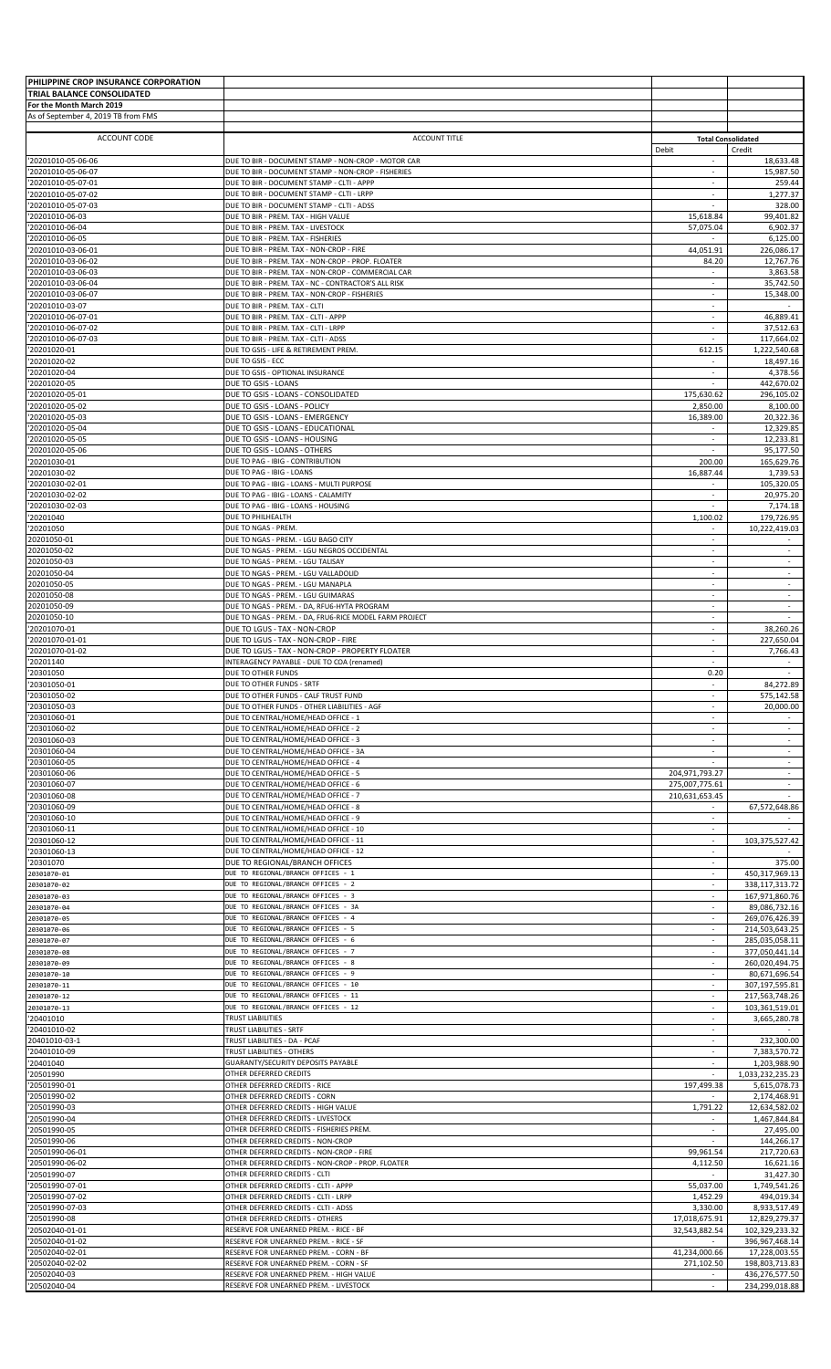| PHILIPPINE CROP INSURANCE CORPORATION | | | |
|---|---|---|---|
| TRIAL BALANCE CONSOLIDATED | | | |
| For the Month March 2019 | | | |
| As of September 4, 2019 TB from FMS | | | |
| ACCOUNT CODE | ACCOUNT TITLE | Total Consolidated | |
| | | Debit | Credit |
| '20201010-05-06-06 | DUE TO BIR - DOCUMENT STAMP - NON-CROP - MOTOR CAR | - | 18,633.48 |
| '20201010-05-06-07 | DUE TO BIR - DOCUMENT STAMP - NON-CROP - FISHERIES | - | 15,987.50 |
| '20201010-05-07-01 | DUE TO BIR - DOCUMENT STAMP - CLTI - APPP | - | 259.44 |
| '20201010-05-07-02 | DUE TO BIR - DOCUMENT STAMP - CLTI - LRPP | - | 1,277.37 |
| '20201010-05-07-03 | DUE TO BIR - DOCUMENT STAMP - CLTI - ADSS | - | 328.00 |
| '20201010-06-03 | DUE TO BIR - PREM. TAX - HIGH VALUE | 15,618.84 | 99,401.82 |
| '20201010-06-04 | DUE TO BIR - PREM. TAX - LIVESTOCK | 57,075.04 | 6,902.37 |
| '20201010-06-05 | DUE TO BIR - PREM. TAX - FISHERIES | - | 6,125.00 |
| '20201010-03-06-01 | DUE TO BIR - PREM. TAX - NON-CROP - FIRE | 44,051.91 | 226,086.17 |
| '20201010-03-06-02 | DUE TO BIR - PREM. TAX - NON-CROP - PROP. FLOATER | 84.20 | 12,767.76 |
| '20201010-03-06-03 | DUE TO BIR - PREM. TAX - NON-CROP - COMMERCIAL CAR | - | 3,863.58 |
| '20201010-03-06-04 | DUE TO BIR - PREM. TAX - NC - CONTRACTOR'S ALL RISK | - | 35,742.50 |
| '20201010-03-06-07 | DUE TO BIR - PREM. TAX - NON-CROP - FISHERIES | - | 15,348.00 |
| '20201010-03-07 | DUE TO BIR - PREM. TAX - CLTI | - | - |
| '20201010-06-07-01 | DUE TO BIR - PREM. TAX - CLTI - APPP | - | 46,889.41 |
| '20201010-06-07-02 | DUE TO BIR - PREM. TAX - CLTI - LRPP | - | 37,512.63 |
| '20201010-06-07-03 | DUE TO BIR - PREM. TAX - CLTI - ADSS | - | 117,664.02 |
| '20201020-01 | DUE TO GSIS - LIFE & RETIREMENT PREM. | 612.15 | 1,222,540.68 |
| '20201020-02 | DUE TO GSIS - ECC | - | 18,497.16 |
| '20201020-04 | DUE TO GSIS - OPTIONAL INSURANCE | - | 4,378.56 |
| '20201020-05 | DUE TO GSIS - LOANS | - | 442,670.02 |
| '20201020-05-01 | DUE TO GSIS - LOANS - CONSOLIDATED | 175,630.62 | 296,105.02 |
| '20201020-05-02 | DUE TO GSIS - LOANS - POLICY | 2,850.00 | 8,100.00 |
| '20201020-05-03 | DUE TO GSIS - LOANS - EMERGENCY | 16,389.00 | 20,322.36 |
| '20201020-05-04 | DUE TO GSIS - LOANS - EDUCATIONAL | - | 12,329.85 |
| '20201020-05-05 | DUE TO GSIS - LOANS - HOUSING | - | 12,233.81 |
| '20201020-05-06 | DUE TO GSIS - LOANS - OTHERS | - | 95,177.50 |
| '20201030-01 | DUE TO PAG - IBIG - CONTRIBUTION | 200.00 | 165,629.76 |
| '20201030-02 | DUE TO PAG - IBIG - LOANS | 16,887.44 | 1,739.53 |
| '20201030-02-01 | DUE TO PAG - IBIG - LOANS - MULTI PURPOSE | - | 105,320.05 |
| '20201030-02-02 | DUE TO PAG - IBIG - LOANS - CALAMITY | - | 20,975.20 |
| '20201030-02-03 | DUE TO PAG - IBIG - LOANS - HOUSING | - | 7,174.18 |
| '20201040 | DUE TO PHILHEALTH | 1,100.02 | 179,726.95 |
| '20201050 | DUE TO NGAS - PREM. | - | 10,222,419.03 |
| 20201050-01 | DUE TO NGAS - PREM. - LGU BAGO CITY | - | - |
| 20201050-02 | DUE TO NGAS - PREM. - LGU NEGROS OCCIDENTAL | - | - |
| 20201050-03 | DUE TO NGAS - PREM. - LGU TALISAY | - | - |
| 20201050-04 | DUE TO NGAS - PREM. - LGU VALLADOLID | - | - |
| 20201050-05 | DUE TO NGAS - PREM. - LGU MANAPLA | - | - |
| 20201050-08 | DUE TO NGAS - PREM. - LGU GUIMARAS | - | - |
| 20201050-09 | DUE TO NGAS - PREM. - DA, RFU6-HYTA PROGRAM | - | - |
| 20201050-10 | DUE TO NGAS - PREM. - DA, FRU6-RICE MODEL FARM PROJECT | - | - |
| '20201070-01 | DUE TO LGUS - TAX - NON-CROP | - | 38,260.26 |
| '20201070-01-01 | DUE TO LGUS - TAX - NON-CROP - FIRE | - | 227,650.04 |
| '20201070-01-02 | DUE TO LGUS - TAX - NON-CROP - PROPERTY FLOATER | - | 7,766.43 |
| '20201140 | INTERAGENCY PAYABLE - DUE TO COA (renamed) | - | - |
| '20301050 | DUE TO OTHER FUNDS | 0.20 | - |
| '20301050-01 | DUE TO OTHER FUNDS - SRTF | - | 84,272.89 |
| '20301050-02 | DUE TO OTHER FUNDS - CALF TRUST FUND | - | 575,142.58 |
| '20301050-03 | DUE TO OTHER FUNDS - OTHER LIABILITIES - AGF | - | 20,000.00 |
| '20301060-01 | DUE TO CENTRAL/HOME/HEAD OFFICE - 1 | - | - |
| '20301060-02 | DUE TO CENTRAL/HOME/HEAD OFFICE - 2 | - | - |
| '20301060-03 | DUE TO CENTRAL/HOME/HEAD OFFICE - 3 | - | - |
| '20301060-04 | DUE TO CENTRAL/HOME/HEAD OFFICE - 3A | - | - |
| '20301060-05 | DUE TO CENTRAL/HOME/HEAD OFFICE - 4 | - | - |
| '20301060-06 | DUE TO CENTRAL/HOME/HEAD OFFICE - 5 | 204,971,793.27 | - |
| '20301060-07 | DUE TO CENTRAL/HOME/HEAD OFFICE - 6 | 275,007,775.61 | - |
| '20301060-08 | DUE TO CENTRAL/HOME/HEAD OFFICE - 7 | 210,631,653.45 | - |
| '20301060-09 | DUE TO CENTRAL/HOME/HEAD OFFICE - 8 | - | 67,572,648.86 |
| '20301060-10 | DUE TO CENTRAL/HOME/HEAD OFFICE - 9 | - | - |
| '20301060-11 | DUE TO CENTRAL/HOME/HEAD OFFICE - 10 | - | - |
| '20301060-12 | DUE TO CENTRAL/HOME/HEAD OFFICE - 11 | - | 103,375,527.42 |
| '20301060-13 | DUE TO CENTRAL/HOME/HEAD OFFICE - 12 | - | - |
| '20301070 | DUE TO REGIONAL/BRANCH OFFICES | - | 375.00 |
| 20301070-01 | DUE TO REGIONAL/BRANCH OFFICES - 1 | - | 450,317,969.13 |
| 20301070-02 | DUE TO REGIONAL/BRANCH OFFICES - 2 | - | 338,117,313.72 |
| 20301070-03 | DUE TO REGIONAL/BRANCH OFFICES - 3 | - | 167,971,860.76 |
| 20301070-04 | DUE TO REGIONAL/BRANCH OFFICES - 3A | - | 89,086,732.16 |
| 20301070-05 | DUE TO REGIONAL/BRANCH OFFICES - 4 | - | 269,076,426.39 |
| 20301070-06 | DUE TO REGIONAL/BRANCH OFFICES - 5 | - | 214,503,643.25 |
| 20301070-07 | DUE TO REGIONAL/BRANCH OFFICES - 6 | - | 285,035,058.11 |
| 20301070-08 | DUE TO REGIONAL/BRANCH OFFICES - 7 | - | 377,050,441.14 |
| 20301070-09 | DUE TO REGIONAL/BRANCH OFFICES - 8 | - | 260,020,494.75 |
| 20301070-10 | DUE TO REGIONAL/BRANCH OFFICES - 9 | - | 80,671,696.54 |
| 20301070-11 | DUE TO REGIONAL/BRANCH OFFICES - 10 | - | 307,197,595.81 |
| 20301070-12 | DUE TO REGIONAL/BRANCH OFFICES - 11 | - | 217,563,748.26 |
| 20301070-13 | DUE TO REGIONAL/BRANCH OFFICES - 12 | - | 103,361,519.01 |
| '20401010 | TRUST LIABILITIES | - | 3,665,280.78 |
| '20401010-02 | TRUST LIABILITIES - SRTF | - | - |
| 20401010-03-1 | TRUST LIABILITIES - DA - PCAF | - | 232,300.00 |
| '20401010-09 | TRUST LIABILITIES - OTHERS | - | 7,383,570.72 |
| '20401040 | GUARANTY/SECURITY DEPOSITS PAYABLE | - | 1,203,988.90 |
| '20501990 | OTHER DEFERRED CREDITS | - | 1,033,232,235.23 |
| '20501990-01 | OTHER DEFERRED CREDITS - RICE | 197,499.38 | 5,615,078.73 |
| '20501990-02 | OTHER DEFERRED CREDITS - CORN | - | 2,174,468.91 |
| '20501990-03 | OTHER DEFERRED CREDITS - HIGH VALUE | 1,791.22 | 12,634,582.02 |
| '20501990-04 | OTHER DEFERRED CREDITS - LIVESTOCK | - | 1,467,844.84 |
| '20501990-05 | OTHER DEFERRED CREDITS - FISHERIES PREM. | - | 27,495.00 |
| '20501990-06 | OTHER DEFERRED CREDITS - NON-CROP | - | 144,266.17 |
| '20501990-06-01 | OTHER DEFERRED CREDITS - NON-CROP - FIRE | 99,961.54 | 217,720.63 |
| '20501990-06-02 | OTHER DEFERRED CREDITS - NON-CROP - PROP. FLOATER | 4,112.50 | 16,621.16 |
| '20501990-07 | OTHER DEFERRED CREDITS - CLTI | - | 31,427.30 |
| '20501990-07-01 | OTHER DEFERRED CREDITS - CLTI - APPP | 55,037.00 | 1,749,541.26 |
| '20501990-07-02 | OTHER DEFERRED CREDITS - CLTI - LRPP | 1,452.29 | 494,019.34 |
| '20501990-07-03 | OTHER DEFERRED CREDITS - CLTI - ADSS | 3,330.00 | 8,933,517.49 |
| '20501990-08 | OTHER DEFERRED CREDITS - OTHERS | 17,018,675.91 | 12,829,279.37 |
| '20502040-01-01 | RESERVE FOR UNEARNED PREM. - RICE - BF | 32,543,882.54 | 102,329,233.32 |
| '20502040-01-02 | RESERVE FOR UNEARNED PREM. - RICE - SF | - | 396,967,468.14 |
| '20502040-02-01 | RESERVE FOR UNEARNED PREM. - CORN - BF | 41,234,000.66 | 17,228,003.55 |
| '20502040-02-02 | RESERVE FOR UNEARNED PREM. - CORN - SF | 271,102.50 | 198,803,713.83 |
| '20502040-03 | RESERVE FOR UNEARNED PREM. - HIGH VALUE | - | 436,276,577.50 |
| '20502040-04 | RESERVE FOR UNEARNED PREM. - LIVESTOCK | - | 234,299,018.88 |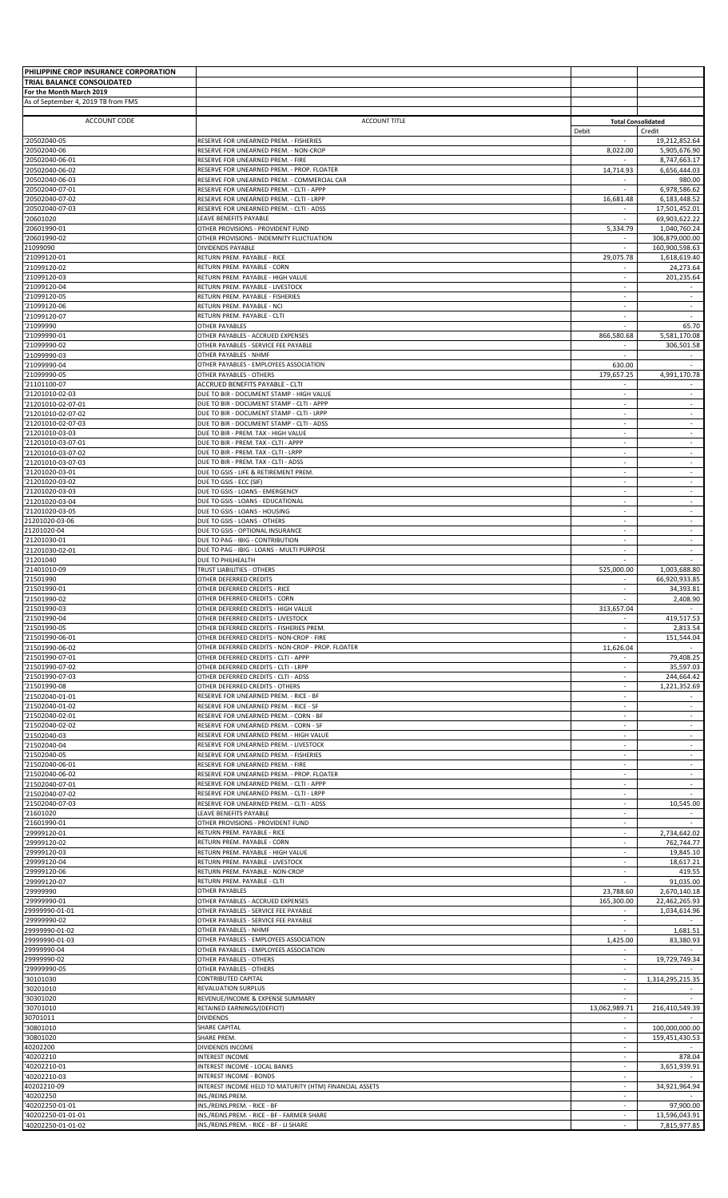| PHILIPPINE CROP INSURANCE CORPORATION | | | |
|---|---|---|---|
| TRIAL BALANCE CONSOLIDATED | | | |
| For the Month March 2019 | | | |
| As of September 4, 2019 TB from FMS | | | |
| ACCOUNT CODE | ACCOUNT TITLE | Total Consolidated | |
| | | Debit | Credit |
| '20502040-05 | RESERVE FOR UNEARNED PREM. - FISHERIES | - | 19,212,852.64 |
| '20502040-06 | RESERVE FOR UNEARNED PREM. - NON-CROP | 8,022.00 | 5,905,676.90 |
| '20502040-06-01 | RESERVE FOR UNEARNED PREM. - FIRE | - | 8,747,663.17 |
| '20502040-06-02 | RESERVE FOR UNEARNED PREM. - PROP. FLOATER | 14,714.93 | 6,656,444.03 |
| '20502040-06-03 | RESERVE FOR UNEARNED PREM. - COMMERCIAL CAR | - | 980.00 |
| '20502040-07-01 | RESERVE FOR UNEARNED PREM. - CLTI - APPP | - | 6,978,586.62 |
| '20502040-07-02 | RESERVE FOR UNEARNED PREM. - CLTI - LRPP | 16,681.48 | 6,183,448.52 |
| '20502040-07-03 | RESERVE FOR UNEARNED PREM. - CLTI - ADSS | - | 17,501,452.01 |
| '20601020 | LEAVE BENEFITS PAYABLE | - | 69,903,622.22 |
| '20601990-01 | OTHER PROVISIONS - PROVIDENT FUND | 5,334.79 | 1,040,760.24 |
| '20601990-02 | OTHER PROVISIONS - INDEMNITY FLUCTUATION | - | 306,879,000.00 |
| 21099090 | DIVIDENDS PAYABLE | - | 160,900,598.63 |
| '21099120-01 | RETURN PREM. PAYABLE - RICE | 29,075.78 | 1,618,619.40 |
| '21099120-02 | RETURN PREM. PAYABLE - CORN | - | 24,273.64 |
| '21099120-03 | RETURN PREM. PAYABLE - HIGH VALUE | - | 201,235.64 |
| '21099120-04 | RETURN PREM. PAYABLE - LIVESTOCK | - | - |
| '21099120-05 | RETURN PREM. PAYABLE - FISHERIES | - | - |
| '21099120-06 | RETURN PREM. PAYABLE - NCI | - | - |
| '21099120-07 | RETURN PREM. PAYABLE - CLTI | - | - |
| '21099990 | OTHER PAYABLES | - | 65.70 |
| '21099990-01 | OTHER PAYABLES - ACCRUED EXPENSES | 866,580.68 | 5,581,170.08 |
| '21099990-02 | OTHER PAYABLES - SERVICE FEE PAYABLE | - | 306,501.58 |
| '21099990-03 | OTHER PAYABLES - NHMF | - | - |
| '21099990-04 | OTHER PAYABLES - EMPLOYEES ASSOCIATION | 630.00 | - |
| '21099990-05 | OTHER PAYABLES - OTHERS | 179,657.25 | 4,991,170.78 |
| '21101100-07 | ACCRUED BENEFITS PAYABLE - CLTI | - | - |
| '21201010-02-03 | DUE TO BIR - DOCUMENT STAMP - HIGH VALUE | - | - |
| '21201010-02-07-01 | DUE TO BIR - DOCUMENT STAMP - CLTI - APPP | - | - |
| '21201010-02-07-02 | DUE TO BIR - DOCUMENT STAMP - CLTI - LRPP | - | - |
| '21201010-02-07-03 | DUE TO BIR - DOCUMENT STAMP - CLTI - ADSS | - | - |
| '21201010-03-03 | DUE TO BIR - PREM. TAX - HIGH VALUE | - | - |
| '21201010-03-07-01 | DUE TO BIR - PREM. TAX - CLTI - APPP | - | - |
| '21201010-03-07-02 | DUE TO BIR - PREM. TAX - CLTI - LRPP | - | - |
| '21201010-03-07-03 | DUE TO BIR - PREM. TAX - CLTI - ADSS | - | - |
| '21201020-03-01 | DUE TO GSIS - LIFE & RETIREMENT PREM. | - | - |
| '21201020-03-02 | DUE TO GSIS - ECC (SIF) | - | - |
| '21201020-03-03 | DUE TO GSIS - LOANS - EMERGENCY | - | - |
| '21201020-03-04 | DUE TO GSIS - LOANS - EDUCATIONAL | - | - |
| '21201020-03-05 | DUE TO GSIS - LOANS - HOUSING | - | - |
| 21201020-03-06 | DUE TO GSIS - LOANS - OTHERS | - | - |
| 21201020-04 | DUE TO GSIS - OPTIONAL INSURANCE | - | - |
| '21201030-01 | DUE TO PAG - IBIG - CONTRIBUTION | - | - |
| '21201030-02-01 | DUE TO PAG - IBIG - LOANS - MULTI PURPOSE | - | - |
| '21201040 | DUE TO PHILHEALTH | - | - |
| '21401010-09 | TRUST LIABILITIES - OTHERS | 525,000.00 | 1,003,688.80 |
| '21501990 | OTHER DEFERRED CREDITS | - | 66,920,933.85 |
| '21501990-01 | OTHER DEFERRED CREDITS - RICE | - | 34,393.81 |
| '21501990-02 | OTHER DEFERRED CREDITS - CORN | - | 2,408.90 |
| '21501990-03 | OTHER DEFERRED CREDITS - HIGH VALUE | 313,657.04 | - |
| '21501990-04 | OTHER DEFERRED CREDITS - LIVESTOCK | - | 419,517.53 |
| '21501990-05 | OTHER DEFERRED CREDITS - FISHERIES PREM. | - | 2,813.54 |
| '21501990-06-01 | OTHER DEFERRED CREDITS - NON-CROP - FIRE | - | 151,544.04 |
| '21501990-06-02 | OTHER DEFERRED CREDITS - NON-CROP - PROP. FLOATER | 11,626.04 | - |
| '21501990-07-01 | OTHER DEFERRED CREDITS - CLTI - APPP | - | 79,408.25 |
| '21501990-07-02 | OTHER DEFERRED CREDITS - CLTI - LRPP | - | 35,597.03 |
| '21501990-07-03 | OTHER DEFERRED CREDITS - CLTI - ADSS | - | 244,664.42 |
| '21501990-08 | OTHER DEFERRED CREDITS - OTHERS | - | 1,221,352.69 |
| '21502040-01-01 | RESERVE FOR UNEARNED PREM. - RICE - BF | - | - |
| '21502040-01-02 | RESERVE FOR UNEARNED PREM. - RICE - SF | - | - |
| '21502040-02-01 | RESERVE FOR UNEARNED PREM. - CORN - BF | - | - |
| '21502040-02-02 | RESERVE FOR UNEARNED PREM. - CORN - SF | - | - |
| '21502040-03 | RESERVE FOR UNEARNED PREM. - HIGH VALUE | - | - |
| '21502040-04 | RESERVE FOR UNEARNED PREM. - LIVESTOCK | - | - |
| '21502040-05 | RESERVE FOR UNEARNED PREM. - FISHERIES | - | - |
| '21502040-06-01 | RESERVE FOR UNEARNED PREM. - FIRE | - | - |
| '21502040-06-02 | RESERVE FOR UNEARNED PREM. - PROP. FLOATER | - | - |
| '21502040-07-01 | RESERVE FOR UNEARNED PREM. - CLTI - APPP | - | - |
| '21502040-07-02 | RESERVE FOR UNEARNED PREM. - CLTI - LRPP | - | - |
| '21502040-07-03 | RESERVE FOR UNEARNED PREM. - CLTI - ADSS | - | 10,545.00 |
| '21601020 | LEAVE BENEFITS PAYABLE | - | - |
| '21601990-01 | OTHER PROVISIONS - PROVIDENT FUND | - | - |
| '29999120-01 | RETURN PREM. PAYABLE - RICE | - | 2,734,642.02 |
| '29999120-02 | RETURN PREM. PAYABLE - CORN | - | 762,744.77 |
| '29999120-03 | RETURN PREM. PAYABLE - HIGH VALUE | - | 19,845.10 |
| '29999120-04 | RETURN PREM. PAYABLE - LIVESTOCK | - | 18,617.21 |
| '29999120-06 | RETURN PREM. PAYABLE - NON-CROP | - | 419.55 |
| '29999120-07 | RETURN PREM. PAYABLE - CLTI | - | 91,035.00 |
| '29999990 | OTHER PAYABLES | 23,788.60 | 2,670,140.18 |
| '29999990-01 | OTHER PAYABLES - ACCRUED EXPENSES | 165,300.00 | 22,462,265.93 |
| 29999990-01-01 | OTHER PAYABLES - SERVICE FEE PAYABLE | - | 1,034,614.96 |
| '29999990-02 | OTHER PAYABLES - SERVICE FEE PAYABLE | - | - |
| 29999990-01-02 | OTHER PAYABLES - NHMF | - | 1,681.51 |
| 29999990-01-03 | OTHER PAYABLES - EMPLOYEES ASSOCIATION | 1,425.00 | 83,380.93 |
| 29999990-04 | OTHER PAYABLES - EMPLOYEES ASSOCIATION | - | - |
| 29999990-02 | OTHER PAYABLES - OTHERS | - | 19,729,749.34 |
| '29999990-05 | OTHER PAYABLES - OTHERS | - | - |
| '30101030 | CONTRIBUTED CAPITAL | - | 1,314,295,215.35 |
| '30201010 | REVALUATION SURPLUS | - | - |
| '30301020 | REVENUE/INCOME & EXPENSE SUMMARY | - | - |
| '30701010 | RETAINED EARNINGS/(DEFICIT) | 13,062,989.71 | 216,410,549.39 |
| 30701011 | DIVIDENDS | - | - |
| '30801010 | SHARE CAPITAL | - | 100,000,000.00 |
| '30801020 | SHARE PREM. | - | 159,451,430.53 |
| 40202200 | DIVIDENDS INCOME | - | - |
| '40202210 | INTEREST INCOME | - | 878.04 |
| '40202210-01 | INTEREST INCOME - LOCAL BANKS | - | 3,651,939.91 |
| '40202210-03 | INTEREST INCOME - BONDS | - | - |
| 40202210-09 | INTEREST INCOME HELD TO MATURITY (HTM) FINANCIAL ASSETS | - | 34,921,964.94 |
| '40202250 | INS./REINS.PREM. | - | - |
| '40202250-01-01 | INS./REINS.PREM. - RICE - BF | - | 97,900.00 |
| '40202250-01-01-01 | INS./REINS.PREM. - RICE - BF - FARMER SHARE | - | 13,596,043.91 |
| '40202250-01-01-02 | INS./REINS.PREM. - RICE - BF - LI SHARE | - | 7,815,977.85 |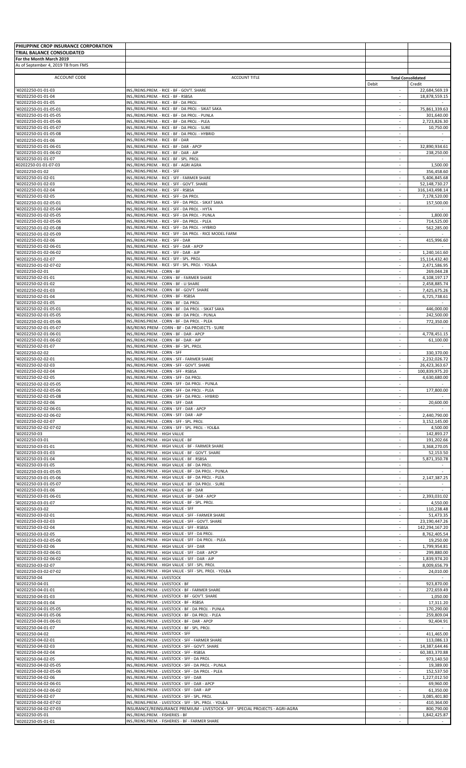| PHILIPPINE CROP INSURANCE CORPORATION | | | |
|---|---|---|---|
| TRIAL BALANCE CONSOLIDATED | | | |
| For the Month March 2019 | | | |
| As of September 4, 2019 TB from FMS | | | |
| ACCOUNT CODE | ACCOUNT TITLE | Total Consolidated | |
| | | Debit | Credit |
| '40202250-01-01-03 | INS./REINS.PREM. - RICE - BF - GOV'T. SHARE | - | 22,684,569.19 |
| '40202250-01-01-04 | INS./REINS.PREM. - RICE - BF - RSBSA | - | 18,878,559.15 |
| '40202250-01-01-05 | INS./REINS.PREM. - RICE - BF - DA PROJ. | - | - |
| '40202250-01-01-05-01 | INS./REINS.PREM. - RICE - BF - DA PROJ. - SIKAT SAKA | - | 75,861,339.63 |
| '40202250-01-01-05-05 | INS./REINS.PREM. - RICE - BF - DA PROJ. - PUNLA | - | 301,640.00 |
| '40202250-01-01-05-06 | INS./REINS.PREM. - RICE - BF - DA PROJ. - PLEA | - | 2,723,826.30 |
| '40202250-01-01-05-07 | INS./REINS.PREM. - RICE - BF - DA PROJ. - SURE | - | 10,750.00 |
| '40202250-01-01-05-08 | INS./REINS.PREM. - RICE - BF - DA PROJ. - HYBRID | - | - |
| '40202250-01-01-06 | INS./REINS.PREM. - RICE - BF - DAR | - | - |
| '40202250-01-01-06-01 | INS./REINS.PREM. - RICE - BF - DAR - APCP | - | 32,890,934.61 |
| '40202250-01-01-06-02 | INS./REINS.PREM. - RICE - BF - DAR - AIP | - | 238,250.00 |
| '40202250-01-01-07 | INS./REINS.PREM. - RICE - BF - SPL. PROJ. | - | - |
| 40202250-01-01-07-03 | INS./REINS.PREM. - RICE - BF - AGRI AGRA | - | 1,500.00 |
| '40202250-01-02 | INS./REINS.PREM. - RICE - SFF | - | 356,458.60 |
| '40202250-01-02-01 | INS./REINS.PREM. - RICE - SFF - FARMER SHARE | - | 5,406,845.68 |
| '40202250-01-02-03 | INS./REINS.PREM. - RICE - SFF - GOV'T. SHARE | - | 52,148,730.27 |
| '40202250-01-02-04 | INS./REINS.PREM. - RICE - SFF - RSBSA | - | 316,143,498.14 |
| '40202250-01-02-05 | INS./REINS.PREM. - RICE - SFF - DA PROJ. | - | 7,178,520.00 |
| '40202250-01-02-05-01 | INS./REINS.PREM. - RICE - SFF - DA PROJ. - SIKAT SAKA | - | 157,500.00 |
| '40202250-01-02-05-04 | INS./REINS.PREM. - RICE - SFF - DA PROJ. - HYTA | - | - |
| '40202250-01-02-05-05 | INS./REINS.PREM. - RICE - SFF - DA PROJ. - PUNLA | - | 1,800.00 |
| '40202250-01-02-05-06 | INS./REINS.PREM. - RICE - SFF - DA PROJ. - PLEA | - | 714,525.00 |
| '40202250-01-02-05-08 | INS./REINS.PREM. - RICE - SFF - DA PROJ. - HYBRID | - | 562,285.00 |
| '40202250-01-02-05-09 | INS./REINS.PREM. - RICE - SFF - DA PROJ. - RICE MODEL FARM | - | - |
| '40202250-01-02-06 | INS./REINS.PREM. - RICE - SFF - DAR | - | 415,996.60 |
| '40202250-01-02-06-01 | INS./REINS.PREM. - RICE - SFF - DAR - APCP | - | - |
| '40202250-01-02-06-02 | INS./REINS.PREM. - RICE - SFF - DAR - AIP | - | 1,240,161.60 |
| '40202250-01-02-07 | INS./REINS.PREM. - RICE - SFF - SPL. PROJ. | - | 15,114,432.40 |
| '40202250-01-02-07-02 | INS./REINS.PREM. - RICE - SFF - SPL. PROJ. - YOL&A | - | 2,471,586.95 |
| '40202250-02-01 | INS./REINS.PREM. - CORN - BF | - | 269,044.28 |
| '40202250-02-01-01 | INS./REINS.PREM. - CORN - BF - FARMER SHARE | - | 4,108,197.17 |
| '40202250-02-01-02 | INS./REINS.PREM. - CORN - BF - LI SHARE | - | 2,458,885.74 |
| '40202250-02-01-03 | INS./REINS.PREM. - CORN - BF - GOV'T. SHARE | - | 7,425,675.26 |
| '40202250-02-01-04 | INS./REINS.PREM. - CORN - BF - RSBSA | - | 6,725,738.61 |
| '40202250-02-01-05 | INS./REINS.PREM. - CORN - BF - DA PROJ. | - | - |
| '40202250-02-01-05-01 | INS./REINS.PREM. - CORN - BF - DA PROJ. - SIKAT SAKA | - | 446,000.00 |
| '40202250-02-01-05-05 | INS./REINS.PREM. - CORN - BF - DA PROJ. - PUNLA | - | 242,500.00 |
| '40202250-02-01-05-06 | INS./REINS.PREM. - CORN - BF - DA PROJ. - PLEA | - | 772,350.00 |
| '40202250-02-01-05-07 | INS/REINS PREM - CORN - BF - DA PROJECTS - SURE | - | - |
| '40202250-02-01-06-01 | INS./REINS.PREM. - CORN - BF - DAR - APCP | - | 4,778,451.15 |
| '40202250-02-01-06-02 | INS./REINS.PREM. - CORN - BF - DAR - AIP | - | 61,100.00 |
| '40202250-02-01-07 | INS./REINS.PREM. - CORN - BF - SPL. PROJ. | - | - |
| '40202250-02-02 | INS./REINS.PREM. - CORN - SFF | - | 330,370.00 |
| '40202250-02-02-01 | INS./REINS.PREM. - CORN - SFF - FARMER SHARE | - | 2,232,026.72 |
| '40202250-02-02-03 | INS./REINS.PREM. - CORN - SFF - GOV'T. SHARE | - | 26,423,363.67 |
| '40202250-02-02-04 | INS./REINS.PREM. - CORN - SFF - RSBSA | - | 100,839,975.20 |
| '40202250-02-02-05 | INS./REINS.PREM. - CORN - SFF - DA PROJ. | - | 4,630,680.00 |
| '40202250-02-02-05-05 | INS./REINS.PREM. - CORN - SFF - DA PROJ. - PUNLA | - | - |
| '40202250-02-02-05-06 | INS./REINS.PREM. - CORN - SFF - DA PROJ. - PLEA | - | 177,800.00 |
| '40202250-02-02-05-08 | INS./REINS.PREM. - CORN - SFF - DA PROJ. - HYBRID | - | - |
| '40202250-02-02-06 | INS./REINS.PREM. - CORN - SFF - DAR | - | 20,600.00 |
| '40202250-02-02-06-01 | INS./REINS.PREM. - CORN - SFF - DAR - APCP | - | - |
| '40202250-02-02-06-02 | INS./REINS.PREM. - CORN - SFF - DAR - AIP | - | 2,440,790.00 |
| '40202250-02-02-07 | INS./REINS.PREM. - CORN - SFF - SPL. PROJ. | - | 3,152,145.00 |
| '40202250-02-02-07-02 | INS./REINS.PREM. - CORN - SFF - SPL. PROJ. - YOL&A | - | 4,500.00 |
| '40202250-03 | INS./REINS.PREM. - HIGH VALUE | - | 142,893.27 |
| '40202250-03-01 | INS./REINS.PREM. - HIGH VALUE - BF | - | 191,202.66 |
| '40202250-03-01-01 | INS./REINS.PREM. - HIGH VALUE - BF - FARMER SHARE | - | 3,368,270.05 |
| '40202250-03-01-03 | INS./REINS.PREM. - HIGH VALUE - BF - GOV'T. SHARE | - | 52,153.50 |
| '40202250-03-01-04 | INS./REINS.PREM. - HIGH VALUE - BF - RSBSA | - | 5,871,350.78 |
| '40202250-03-01-05 | INS./REINS.PREM. - HIGH VALUE - BF - DA PROJ. | - | - |
| '40202250-03-01-05-05 | INS./REINS.PREM. - HIGH VALUE - BF - DA PROJ. - PUNLA | - | - |
| '40202250-03-01-05-06 | INS./REINS.PREM. - HIGH VALUE - BF - DA PROJ. - PLEA | - | 2,147,387.25 |
| '40202250-03-01-05-07 | INS./REINS.PREM. - HIGH VALUE - BF - DA PROJ. - SURE | - | - |
| '40202250-03-01-06 | INS./REINS.PREM. - HIGH VALUE - BF - DAR | - | - |
| '40202250-03-01-06-01 | INS./REINS.PREM. - HIGH VALUE - BF - DAR - APCP | - | 2,393,031.02 |
| '40202250-03-01-07 | INS./REINS.PREM. - HIGH VALUE - BF - SPL. PROJ. | - | 4,550.00 |
| '40202250-03-02 | INS./REINS.PREM. - HIGH VALUE - SFF | - | 110,238.48 |
| '40202250-03-02-01 | INS./REINS.PREM. - HIGH VALUE - SFF - FARMER SHARE | - | 51,473.35 |
| '40202250-03-02-03 | INS./REINS.PREM. - HIGH VALUE - SFF - GOV'T. SHARE | - | 23,190,447.26 |
| '40202250-03-02-04 | INS./REINS.PREM. - HIGH VALUE - SFF - RSBSA | - | 142,294,167.20 |
| '40202250-03-02-05 | INS./REINS.PREM. - HIGH VALUE - SFF - DA PROJ. | - | 8,762,405.54 |
| '40202250-03-02-05-06 | INS./REINS.PREM. - HIGH VALUE - SFF - DA PROJ. - PLEA | - | 19,250.00 |
| '40202250-03-02-06 | INS./REINS.PREM. - HIGH VALUE - SFF - DAR | - | 1,799,954.81 |
| '40202250-03-02-06-01 | INS./REINS.PREM. - HIGH VALUE - SFF - DAR - APCP | - | 299,880.00 |
| '40202250-03-02-06-02 | INS./REINS.PREM. - HIGH VALUE - SFF - DAR - AIP | - | 1,839,974.20 |
| '40202250-03-02-07 | INS./REINS.PREM. - HIGH VALUE - SFF - SPL. PROJ. | - | 8,009,656.79 |
| '40202250-03-02-07-02 | INS./REINS.PREM. - HIGH VALUE - SFF - SPL. PROJ. - YOL&A | - | 24,010.00 |
| '40202250-04 | INS./REINS.PREM. - LIVESTOCK | - | - |
| '40202250-04-01 | INS./REINS.PREM. - LIVESTOCK - BF | - | 923,870.00 |
| '40202250-04-01-01 | INS./REINS.PREM. - LIVESTOCK - BF - FARMER SHARE | - | 272,659.49 |
| '40202250-04-01-03 | INS./REINS.PREM. - LIVESTOCK - BF - GOV'T. SHARE | - | 1,050.00 |
| '40202250-04-01-04 | INS./REINS.PREM. - LIVESTOCK - BF - RSBSA | - | 17,311.20 |
| '40202250-04-01-05-05 | INS./REINS.PREM. - LIVESTOCK - BF - DA PROJ. - PUNLA | - | 170,290.00 |
| '40202250-04-01-05-06 | INS./REINS.PREM. - LIVESTOCK - BF - DA PROJ. - PLEA | - | 259,809.04 |
| '40202250-04-01-06-01 | INS./REINS.PREM. - LIVESTOCK - BF - DAR - APCP | - | 92,404.91 |
| '40202250-04-01-07 | INS./REINS.PREM. - LIVESTOCK - BF - SPL. PROJ. | - | - |
| '40202250-04-02 | INS./REINS.PREM. - LIVESTOCK - SFF | - | 411,465.00 |
| '40202250-04-02-01 | INS./REINS.PREM. - LIVESTOCK - SFF - FARMER SHARE | - | 113,086.13 |
| '40202250-04-02-03 | INS./REINS.PREM. - LIVESTOCK - SFF - GOV'T. SHARE | - | 14,387,644.46 |
| '40202250-04-02-04 | INS./REINS.PREM. - LIVESTOCK - SFF - RSBSA | - | 60,383,370.88 |
| '40202250-04-02-05 | INS./REINS.PREM. - LIVESTOCK - SFF - DA PROJ. | - | 973,140.50 |
| '40202250-04-02-05-05 | INS./REINS.PREM. - LIVESTOCK - SFF - DA PROJ. - PUNLA | - | 19,389.00 |
| '40202250-04-02-05-06 | INS./REINS.PREM. - LIVESTOCK - SFF - DA PROJ. - PLEA | - | 152,537.50 |
| '40202250-04-02-06 | INS./REINS.PREM. - LIVESTOCK - SFF - DAR | - | 1,227,012.50 |
| '40202250-04-02-06-01 | INS./REINS.PREM. - LIVESTOCK - SFF - DAR - APCP | - | 69,960.00 |
| '40202250-04-02-06-02 | INS./REINS.PREM. - LIVESTOCK - SFF - DAR - AIP | - | 61,350.00 |
| '40202250-04-02-07 | INS./REINS.PREM. - LIVESTOCK - SFF - SPL. PROJ. | - | 3,085,401.80 |
| '40202250-04-02-07-02 | INS./REINS.PREM. - LIVESTOCK - SFF - SPL. PROJ. - YOL&A | - | 410,364.00 |
| '40202250-04-02-07-03 | INSURANCE/REINSURANCE PREMIUM - LIVESTOCK - SFF - SPECIAL PROJECTS - AGRI-AGRA | - | 800,790.00 |
| '40202250-05-01 | INS./REINS.PREM. - FISHERIES - BF | - | 1,842,425.87 |
| '40202250-05-01-01 | INS./REINS.PREM. - FISHERIES - BF - FARMER SHARE | - | - |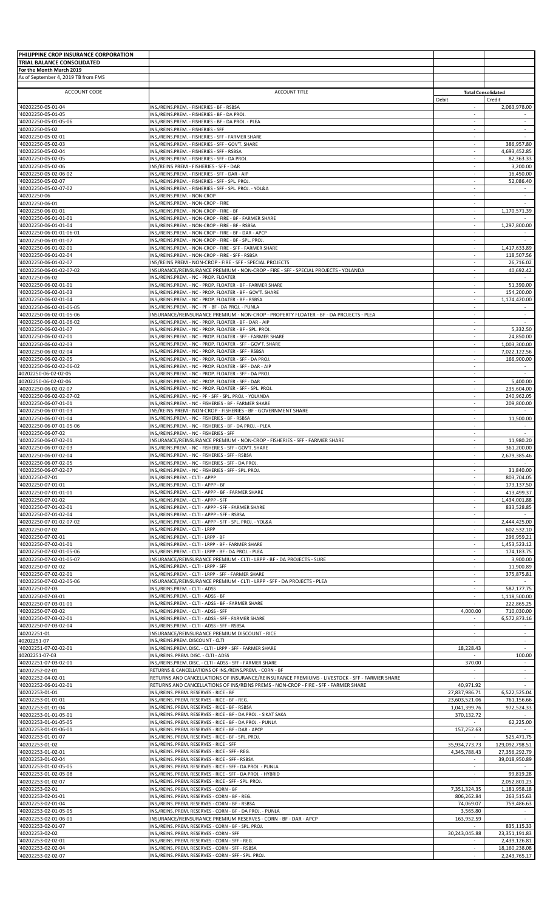**PHILIPPINE CROP INSURANCE CORPORATION**
**TRIAL BALANCE CONSOLIDATED**
**For the Month March 2019**
As of September 4, 2019 TB from FMS

| ACCOUNT CODE | ACCOUNT TITLE | Total Consolidated | |
|---|---|---|---|
| | | Debit | Credit |
| '40202250-05-01-04 | INS./REINS.PREM. - FISHERIES - BF - RSBSA | - | 2,063,978.00 |
| '40202250-05-01-05 | INS./REINS.PREM. - FISHERIES - BF - DA PROJ. | - | - |
| '40202250-05-01-05-06 | INS./REINS.PREM. - FISHERIES - BF - DA PROJ. - PLEA | - | - |
| '40202250-05-02 | INS./REINS.PREM. - FISHERIES - SFF | - | - |
| '40202250-05-02-01 | INS./REINS.PREM. - FISHERIES - SFF - FARMER SHARE | - | - |
| '40202250-05-02-03 | INS./REINS.PREM. - FISHERIES - SFF - GOV'T. SHARE | - | 386,957.80 |
| '40202250-05-02-04 | INS./REINS.PREM. - FISHERIES - SFF - RSBSA | - | 4,693,452.85 |
| '40202250-05-02-05 | INS./REINS.PREM. - FISHERIES - SFF - DA PROJ. | - | 82,363.33 |
| '40202250-05-02-06 | INS/REINS PREM - FISHERIES - SFF - DAR | - | 3,200.00 |
| '40202250-05-02-06-02 | INS./REINS.PREM. - FISHERIES - SFF - DAR - AIP | - | 16,450.00 |
| '40202250-05-02-07 | INS./REINS.PREM. - FISHERIES - SFF - SPL. PROJ. | - | 52,086.40 |
| '40202250-05-02-07-02 | INS./REINS.PREM. - FISHERIES - SFF - SPL. PROJ. - YOL&A | - | - |
| '40202250-06 | INS./REINS.PREM. - NON-CROP | - | - |
| '40202250-06-01 | INS./REINS.PREM. - NON-CROP - FIRE | - | - |
| '40202250-06-01-01 | INS./REINS.PREM. - NON-CROP - FIRE - BF | - | 1,170,571.39 |
| '40202250-06-01-01-01 | INS./REINS.PREM. - NON-CROP - FIRE - BF - FARMER SHARE | - | - |
| '40202250-06-01-01-04 | INS./REINS.PREM. - NON-CROP - FIRE - BF - RSBSA | - | 1,297,800.00 |
| '40202250-06-01-01-06-01 | INS./REINS.PREM. - NON-CROP - FIRE - BF - DAR - APCP | - | - |
| '40202250-06-01-01-07 | INS./REINS.PREM. - NON-CROP - FIRE - BF - SPL. PROJ. | - | - |
| '40202250-06-01-02-01 | INS./REINS.PREM. - NON-CROP - FIRE - SFF - FARMER SHARE | - | 1,417,633.89 |
| '40202250-06-01-02-04 | INS./REINS.PREM. - NON-CROP - FIRE - SFF - RSBSA | - | 118,507.56 |
| '40202250-06-01-02-07 | INS/REINS PREM - NON-CROP - FIRE - SFF - SPECIAL PROJECTS | - | 26,716.02 |
| '40202250-06-01-02-07-02 | INSURANCE/REINSURANCE PREMIUM - NON-CROP - FIRE - SFF - SPECIAL PROJECTS - YOLANDA | - | 40,692.42 |
| '40202250-06-02 | INS./REINS.PREM. - NC - PROP. FLOATER | - | - |
| '40202250-06-02-01-01 | INS./REINS.PREM. - NC - PROP. FLOATER - BF - FARMER SHARE | - | 51,390.00 |
| '40202250-06-02-01-03 | INS./REINS.PREM. - NC - PROP. FLOATER - BF - GOV'T. SHARE | - | 154,200.00 |
| '40202250-06-02-01-04 | INS./REINS.PREM. - NC - PROP. FLOATER - BF - RSBSA | - | 1,174,420.00 |
| '40202250-06-02-01-05-05 | INS./REINS.PREM. - NC - PF - BF - DA PROJ. - PUNLA | - | - |
| '40202250-06-02-01-05-06 | INSURANCE/REINSURANCE PREMIUM - NON-CROP - PROPERTY FLOATER - BF - DA PROJECTS - PLEA | - | - |
| '40202250-06-02-01-06-02 | INS./REINS.PREM. - NC - PROP. FLOATER - BF - DAR - AIP | - | - |
| '40202250-06-02-01-07 | INS./REINS.PREM. - NC - PROP. FLOATER - BF - SPL. PROJ. | - | 5,332.50 |
| '40202250-06-02-02-01 | INS./REINS.PREM. - NC - PROP. FLOATER - SFF - FARMER SHARE | - | 24,850.00 |
| '40202250-06-02-02-03 | INS./REINS.PREM. - NC - PROP. FLOATER - SFF - GOV'T. SHARE | - | 1,003,300.00 |
| '40202250-06-02-02-04 | INS./REINS.PREM. - NC - PROP. FLOATER - SFF - RSBSA | - | 7,022,122.56 |
| '40202250-06-02-02-05 | INS./REINS.PREM. - NC - PROP. FLOATER - SFF - DA PROJ. | - | 166,900.00 |
| '40202250-06-02-02-06-02 | INS./REINS.PREM. - NC - PROP. FLOATER - SFF - DAR - AIP | - | - |
| 40202250-06-02-05 | INS./REINS.PREM. - NC - PROP. FLOATER - SFF - DA PROJ. | - | - |
| 40202250-06-02-06 | INS./REINS.PREM. - NC - PROP. FLOATER - SFF - DAR | - | 5,400.00 |
| '40202250-06-02-02-07 | INS./REINS.PREM. - NC - PROP. FLOATER - SFF - SPL. PROJ. | - | 235,604.00 |
| '40202250-06-02-02-07-02 | INS./REINS.PREM. - NC - PF - SFF - SPL. PROJ. - YOLANDA | - | 240,962.05 |
| '40202250-06-07-01-01 | INS./REINS.PREM. - NC - FISHERIES - BF - FARMER SHARE | - | 209,800.00 |
| '40202250-06-07-01-03 | INS/REINS PREM - NON-CROP - FISHERIES - BF - GOVERNMENT SHARE | - | - |
| '40202250-06-07-01-04 | INS./REINS.PREM. - NC - FISHERIES - BF - RSBSA | - | 11,500.00 |
| '40202250-06-07-01-05-06 | INS./REINS.PREM. - NC - FISHERIES - BF - DA PROJ. - PLEA | - | - |
| '40202250-06-07-02 | INS./REINS.PREM. - NC - FISHERIES - SFF | - | - |
| '40202250-06-07-02-01 | INSURANCE/REINSURANCE PREMIUM - NON-CROP - FISHERIES - SFF - FARMER SHARE | - | 11,980.20 |
| '40202250-06-07-02-03 | INS./REINS.PREM. - NC - FISHERIES - SFF - GOV'T. SHARE | - | 361,200.00 |
| '40202250-06-07-02-04 | INS./REINS.PREM. - NC - FISHERIES - SFF - RSBSA | - | 2,679,385.46 |
| '40202250-06-07-02-05 | INS./REINS.PREM. - NC - FISHERIES - SFF - DA PROJ. | - | - |
| '40202250-06-07-02-07 | INS./REINS.PREM. - NC - FISHERIES - SFF - SPL. PROJ. | - | 31,840.00 |
| '40202250-07-01 | INS./REINS.PREM. - CLTI - APPP | - | 803,704.05 |
| '40202250-07-01-01 | INS./REINS.PREM. - CLTI - APPP - BF | - | 173,137.50 |
| '40202250-07-01-01-01 | INS./REINS.PREM. - CLTI - APPP - BF - FARMER SHARE | - | 413,499.37 |
| '40202250-07-01-02 | INS./REINS.PREM. - CLTI - APPP - SFF | - | 1,434,001.88 |
| '40202250-07-01-02-01 | INS./REINS.PREM. - CLTI - APPP - SFF - FARMER SHARE | - | 833,528.85 |
| '40202250-07-01-02-04 | INS./REINS.PREM. - CLTI - APPP - SFF - RSBSA | - | - |
| '40202250-07-01-02-07-02 | INS./REINS.PREM. - CLTI - APPP - SFF - SPL. PROJ. - YOL&A | - | 2,444,425.00 |
| '40202250-07-02 | INS./REINS.PREM. - CLTI - LRPP | - | 602,532.10 |
| '40202250-07-02-01 | INS./REINS.PREM. - CLTI - LRPP - BF | - | 296,959.21 |
| '40202250-07-02-01-01 | INS./REINS.PREM. - CLTI - LRPP - BF - FARMER SHARE | - | 1,453,523.12 |
| '40202250-07-02-01-05-06 | INS./REINS.PREM. - CLTI - LRPP - BF - DA PROJ. - PLEA | - | 174,183.75 |
| '40202250-07-02-01-05-07 | INSURANCE/REINSURANCE PREMIUM - CLTI - LRPP - BF - DA PROJECTS - SURE | - | 3,900.00 |
| '40202250-07-02-02 | INS./REINS.PREM. - CLTI - LRPP - SFF | - | 11,900.89 |
| '40202250-07-02-02-01 | INS./REINS.PREM. - CLTI - LRPP - SFF - FARMER SHARE | - | 375,875.81 |
| '40202250-07-02-02-05-06 | INSURANCE/REINSURANCE PREMIUM - CLTI - LRPP - SFF - DA PROJECTS - PLEA | - | - |
| '40202250-07-03 | INS./REINS.PREM. - CLTI - ADSS | - | 587,177.75 |
| '40202250-07-03-01 | INS./REINS.PREM. - CLTI - ADSS - BF | - | 1,118,500.00 |
| '40202250-07-03-01-01 | INS./REINS.PREM. - CLTI - ADSS - BF - FARMER SHARE | - | 222,865.25 |
| '40202250-07-03-02 | INS./REINS.PREM. - CLTI - ADSS - SFF | 4,000.00 | 710,030.00 |
| '40202250-07-03-02-01 | INS./REINS.PREM. - CLTI - ADSS - SFF - FARMER SHARE | - | 6,572,873.16 |
| '40202250-07-03-02-04 | INS./REINS.PREM. - CLTI - ADSS - SFF - RSBSA | - | - |
| '40202251-01 | INSURANCE/REINSURANCE PREMIUM DISCOUNT - RICE | - | - |
| 40202251-07 | INS./REINS.PREM. DISCOUNT - CLTI | - | - |
| '40202251-07-02-02-01 | INS./REINS.PREM. DISC. - CLTI - LRPP - SFF - FARMER SHARE | 18,228.43 | - |
| 40202251-07-03 | INS./REINS. PREM. DISC. - CLTI - ADSS | - | 100.00 |
| '40202251-07-03-02-01 | INS./REINS.PREM. DISC. - CLTI - ADSS - SFF - FARMER SHARE | 370.00 | - |
| '40202252-02-01 | RETURNS & CANCELLATIONS OF INS./REINS.PREM. - CORN - BF | - | - |
| '40202252-04-02-01 | RETURNS AND CANCELLATIONS OF INSURANCE/REINSURANCE PREMIUMS - LIVESTOCK - SFF - FARMER SHARE | - | - |
| '40202252-06-01-02-01 | RETURNS AND CANCELLATIONS OF INS/REINS PREMS - NON-CROP - FIRE - SFF - FARMER SHARE | 40,971.92 | - |
| '40202253-01-01 | INS./REINS. PREM. RESERVES - RICE - BF | 27,837,986.71 | 6,522,525.04 |
| '40202253-01-01-01 | INS./REINS. PREM. RESERVES - RICE - BF - REG. | 23,603,521.06 | 761,156.66 |
| '40202253-01-01-04 | INS./REINS. PREM. RESERVES - RICE - BF - RSBSA | 1,041,399.76 | 972,524.33 |
| '40202253-01-01-05-01 | INS./REINS. PREM. RESERVES - RICE - BF - DA PROJ. - SIKAT SAKA | 370,132.72 | - |
| '40202253-01-01-05-05 | INS./REINS. PREM. RESERVES - RICE - BF - DA PROJ. - PUNLA | - | 62,225.00 |
| '40202253-01-01-06-01 | INS./REINS. PREM. RESERVES - RICE - BF - DAR - APCP | 157,252.63 | - |
| '40202253-01-01-07 | INS./REINS. PREM. RESERVES - RICE - BF - SPL. PROJ. | - | 525,471.75 |
| '40202253-01-02 | INS./REINS. PREM. RESERVES - RICE - SFF | 35,934,773.73 | 129,092,798.51 |
| '40202253-01-02-01 | INS./REINS. PREM. RESERVES - RICE - SFF - REG. | 4,345,788.43 | 27,356,292.79 |
| '40202253-01-02-04 | INS./REINS. PREM. RESERVES - RICE - SFF - RSBSA | - | 39,018,950.89 |
| '40202253-01-02-05-05 | INS./REINS. PREM. RESERVES - RICE - SFF - DA PROJ. - PUNLA | - | - |
| '40202253-01-02-05-08 | INS./REINS. PREM. RESERVES - RICE - SFF - DA PROJ. - HYBRID | - | 99,819.28 |
| '40202253-01-02-07 | INS./REINS. PREM. RESERVES - RICE - SFF - SPL. PROJ. | - | 2,052,801.23 |
| '40202253-02-01 | INS./REINS. PREM. RESERVES - CORN - BF | 7,351,324.35 | 1,181,958.18 |
| '40202253-02-01-01 | INS./REINS. PREM. RESERVES - CORN - BF - REG. | 806,262.84 | 263,515.63 |
| '40202253-02-01-04 | INS./REINS. PREM. RESERVES - CORN - BF - RSBSA | 74,069.07 | 759,486.63 |
| '40202253-02-01-05-05 | INS./REINS. PREM. RESERVES - CORN - BF - DA PROJ. - PUNLA | 3,565.80 | - |
| '40202253-02-01-06-01 | INSURANCE/REINSURANCE PREMIUM RESERVES - CORN - BF - DAR - APCP | 163,952.59 | - |
| '40202253-02-01-07 | INS./REINS. PREM. RESERVES - CORN - BF - SPL. PROJ. | - | 835,115.33 |
| '40202253-02-02 | INS./REINS. PREM. RESERVES - CORN - SFF | 30,243,045.88 | 23,351,191.83 |
| '40202253-02-02-01 | INS./REINS. PREM. RESERVES - CORN - SFF - REG. | - | 2,439,126.81 |
| '40202253-02-02-04 | INS./REINS. PREM. RESERVES - CORN - SFF - RSBSA | - | 18,160,238.08 |
| '40202253-02-02-07 | INS./REINS. PREM. RESERVES - CORN - SFF - SPL. PROJ. | - | 2,243,765.17 |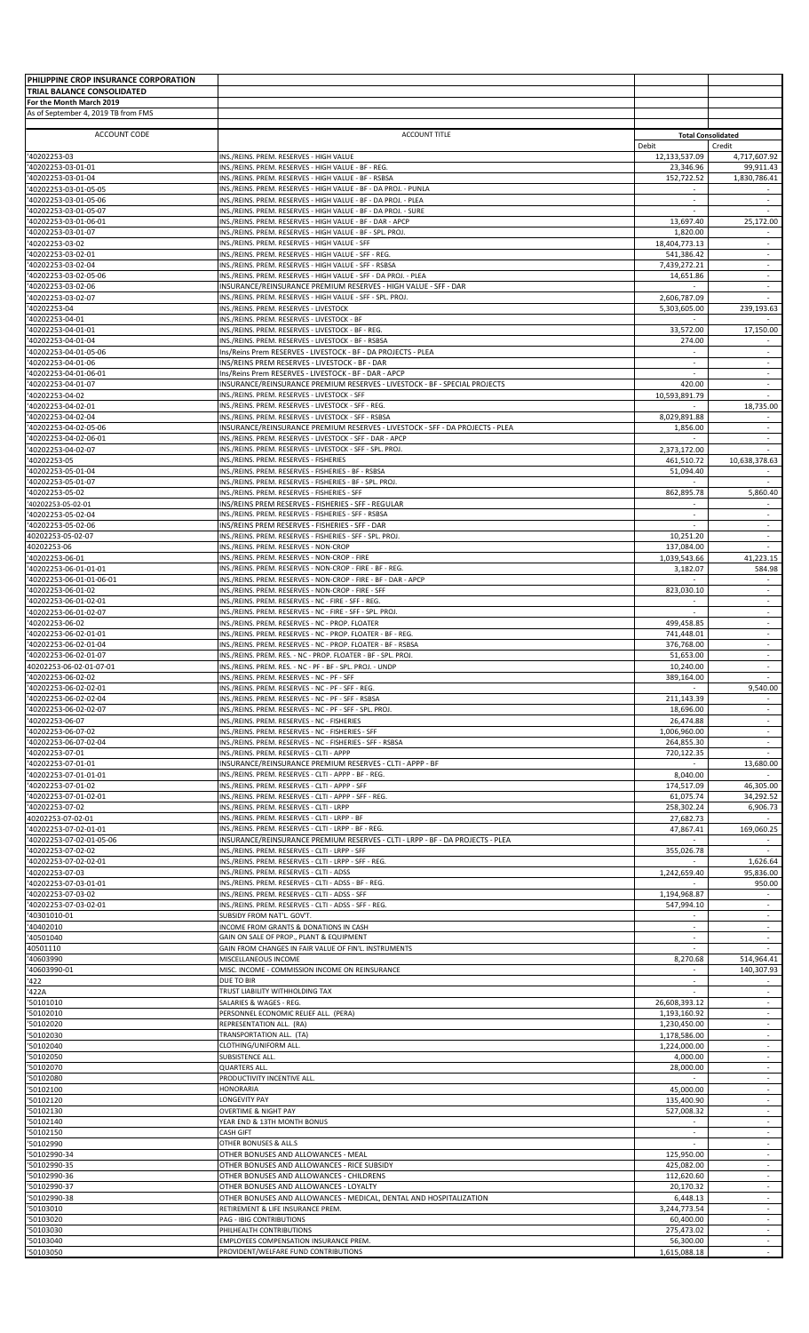**PHILIPPINE CROP INSURANCE CORPORATION**
**TRIAL BALANCE CONSOLIDATED**
**For the Month March 2019**
As of September 4, 2019 TB from FMS

| ACCOUNT CODE | ACCOUNT TITLE | Total Consolidated | |
|---|---|---|---|
| | | Debit | Credit |
| '40202253-03 | INS./REINS. PREM. RESERVES - HIGH VALUE | 12,133,537.09 | 4,717,607.92 |
| '40202253-03-01-01 | INS./REINS. PREM. RESERVES - HIGH VALUE - BF - REG. | 23,346.96 | 99,911.43 |
| '40202253-03-01-04 | INS./REINS. PREM. RESERVES - HIGH VALUE - BF - RSBSA | 152,722.52 | 1,830,786.41 |
| '40202253-03-01-05-05 | INS./REINS. PREM. RESERVES - HIGH VALUE - BF - DA PROJ. - PUNLA | - | - |
| '40202253-03-01-05-06 | INS./REINS. PREM. RESERVES - HIGH VALUE - BF - DA PROJ. - PLEA | - | - |
| '40202253-03-01-05-07 | INS./REINS. PREM. RESERVES - HIGH VALUE - BF - DA PROJ. - SURE | - | - |
| '40202253-03-01-06-01 | INS./REINS. PREM. RESERVES - HIGH VALUE - BF - DAR - APCP | 13,697.40 | 25,172.00 |
| '40202253-03-01-07 | INS./REINS. PREM. RESERVES - HIGH VALUE - BF - SPL. PROJ. | 1,820.00 | - |
| '40202253-03-02 | INS./REINS. PREM. RESERVES - HIGH VALUE - SFF | 18,404,773.13 | - |
| '40202253-03-02-01 | INS./REINS. PREM. RESERVES - HIGH VALUE - SFF - REG. | 541,386.42 | - |
| '40202253-03-02-04 | INS./REINS. PREM. RESERVES - HIGH VALUE - SFF - RSBSA | 7,439,272.21 | - |
| '40202253-03-02-05-06 | INS./REINS. PREM. RESERVES - HIGH VALUE - SFF - DA PROJ. - PLEA | 14,651.86 | - |
| '40202253-03-02-06 | INSURANCE/REINSURANCE PREMIUM RESERVES - HIGH VALUE - SFF - DAR | - | - |
| '40202253-03-02-07 | INS./REINS. PREM. RESERVES - HIGH VALUE - SFF - SPL. PROJ. | 2,606,787.09 | - |
| '40202253-04 | INS./REINS. PREM. RESERVES - LIVESTOCK | 5,303,605.00 | 239,193.63 |
| '40202253-04-01 | INS./REINS. PREM. RESERVES - LIVESTOCK - BF | - | - |
| '40202253-04-01-01 | INS./REINS. PREM. RESERVES - LIVESTOCK - BF - REG. | 33,572.00 | 17,150.00 |
| '40202253-04-01-04 | INS./REINS. PREM. RESERVES - LIVESTOCK - BF - RSBSA | 274.00 | - |
| '40202253-04-01-05-06 | Ins/Reins Prem RESERVES - LIVESTOCK - BF - DA PROJECTS - PLEA | - | - |
| '40202253-04-01-06 | INS/REINS PREM RESERVES - LIVESTOCK - BF - DAR | - | - |
| '40202253-04-01-06-01 | Ins/Reins Prem RESERVES - LIVESTOCK - BF - DAR - APCP | - | - |
| '40202253-04-01-07 | INSURANCE/REINSURANCE PREMIUM RESERVES - LIVESTOCK - BF - SPECIAL PROJECTS | 420.00 | - |
| '40202253-04-02 | INS./REINS. PREM. RESERVES - LIVESTOCK - SFF | 10,593,891.79 | - |
| '40202253-04-02-01 | INS./REINS. PREM. RESERVES - LIVESTOCK - SFF - REG. | - | 18,735.00 |
| '40202253-04-02-04 | INS./REINS. PREM. RESERVES - LIVESTOCK - SFF - RSBSA | 8,029,891.88 | - |
| '40202253-04-02-05-06 | INSURANCE/REINSURANCE PREMIUM RESERVES - LIVESTOCK - SFF - DA PROJECTS - PLEA | 1,856.00 | - |
| '40202253-04-02-06-01 | INS./REINS. PREM. RESERVES - LIVESTOCK - SFF - DAR - APCP | - | - |
| '40202253-04-02-07 | INS./REINS. PREM. RESERVES - LIVESTOCK - SFF - SPL. PROJ. | 2,373,172.00 | - |
| '40202253-05 | INS./REINS. PREM. RESERVES - FISHERIES | 461,510.72 | 10,638,378.63 |
| '40202253-05-01-04 | INS./REINS. PREM. RESERVES - FISHERIES - BF - RSBSA | 51,094.40 | - |
| '40202253-05-01-07 | INS./REINS. PREM. RESERVES - FISHERIES - BF - SPL. PROJ. | - | - |
| '40202253-05-02 | INS./REINS. PREM. RESERVES - FISHERIES - SFF | 862,895.78 | 5,860.40 |
| '40202253-05-02-01 | INS/REINS PREM RESERVES - FISHERIES - SFF - REGULAR | - | - |
| '40202253-05-02-04 | INS./REINS. PREM. RESERVES - FISHERIES - SFF - RSBSA | - | - |
| '40202253-05-02-06 | INS/REINS PREM RESERVES - FISHERIES - SFF - DAR | - | - |
| 40202253-05-02-07 | INS./REINS. PREM. RESERVES - FISHERIES - SFF - SPL. PROJ. | 10,251.20 | - |
| 40202253-06 | INS./REINS. PREM. RESERVES - NON-CROP | 137,084.00 | - |
| '40202253-06-01 | INS./REINS. PREM. RESERVES - NON-CROP - FIRE | 1,039,543.66 | 41,223.15 |
| '40202253-06-01-01 | INS./REINS. PREM. RESERVES - NON-CROP - FIRE - BF - REG. | 3,182.07 | 584.98 |
| '40202253-06-01-01-06-01 | INS./REINS. PREM. RESERVES - NON-CROP - FIRE - BF - DAR - APCP | - | - |
| '40202253-06-01-02 | INS./REINS. PREM. RESERVES - NON-CROP - FIRE - SFF | 823,030.10 | - |
| '40202253-06-01-02-01 | INS./REINS. PREM. RESERVES - NC - FIRE - SFF - REG. | - | - |
| '40202253-06-01-02-07 | INS./REINS. PREM. RESERVES - NC - FIRE - SFF - SPL. PROJ. | - | - |
| '40202253-06-02 | INS./REINS. PREM. RESERVES - NC - PROP. FLOATER | 499,458.85 | - |
| '40202253-06-02-01-01 | INS./REINS. PREM. RESERVES - NC - PROP. FLOATER - BF - REG. | 741,448.01 | - |
| '40202253-06-02-01-04 | INS./REINS. PREM. RESERVES - NC - PROP. FLOATER - BF - RSBSA | 376,768.00 | - |
| '40202253-06-02-01-07 | INS./REINS. PREM. RES. - NC - PROP. FLOATER - BF - SPL. PROJ. | 51,653.00 | - |
| 40202253-06-02-01-07-01 | INS./REINS. PREM. RES. - NC - PF - BF - SPL. PROJ. - UNDP | 10,240.00 | - |
| '40202253-06-02-02 | INS./REINS. PREM. RESERVES - NC - PF - SFF | 389,164.00 | - |
| '40202253-06-02-02-01 | INS./REINS. PREM. RESERVES - NC - PF - SFF - REG. | - | 9,540.00 |
| '40202253-06-02-02-04 | INS./REINS. PREM. RESERVES - NC - PF - SFF - RSBSA | 211,143.39 | - |
| '40202253-06-02-02-07 | INS./REINS. PREM. RESERVES - NC - PF - SFF - SPL. PROJ. | 18,696.00 | - |
| '40202253-06-07 | INS./REINS. PREM. RESERVES - NC - FISHERIES | 26,474.88 | - |
| '40202253-06-07-02 | INS./REINS. PREM. RESERVES - NC - FISHERIES - SFF | 1,006,960.00 | - |
| '40202253-06-07-02-04 | INS./REINS. PREM. RESERVES - NC - FISHERIES - SFF - RSBSA | 264,855.30 | - |
| '40202253-07-01 | INS./REINS. PREM. RESERVES - CLTI - APPP | 720,122.35 | - |
| '40202253-07-01-01 | INSURANCE/REINSURANCE PREMIUM RESERVES - CLTI - APPP - BF | - | 13,680.00 |
| '40202253-07-01-01-01 | INS./REINS. PREM. RESERVES - CLTI - APPP - BF - REG. | 8,040.00 | - |
| '40202253-07-01-02 | INS./REINS. PREM. RESERVES - CLTI - APPP - SFF | 174,517.09 | 46,305.00 |
| '40202253-07-01-02-01 | INS./REINS. PREM. RESERVES - CLTI - APPP - SFF - REG. | 61,075.74 | 34,292.52 |
| '40202253-07-02 | INS./REINS. PREM. RESERVES - CLTI - LRPP | 258,302.24 | 6,906.73 |
| 40202253-07-02-01 | INS./REINS. PREM. RESERVES - CLTI - LRPP - BF | 27,682.73 | - |
| '40202253-07-02-01-01 | INS./REINS. PREM. RESERVES - CLTI - LRPP - BF - REG. | 47,867.41 | 169,060.25 |
| '40202253-07-02-01-05-06 | INSURANCE/REINSURANCE PREMIUM RESERVES - CLTI - LRPP - BF - DA PROJECTS - PLEA | - | - |
| '40202253-07-02-02 | INS./REINS. PREM. RESERVES - CLTI - LRPP - SFF | 355,026.78 | - |
| '40202253-07-02-02-01 | INS./REINS. PREM. RESERVES - CLTI - LRPP - SFF - REG. | - | 1,626.64 |
| '40202253-07-03 | INS./REINS. PREM. RESERVES - CLTI - ADSS | 1,242,659.40 | 95,836.00 |
| '40202253-07-03-01-01 | INS./REINS. PREM. RESERVES - CLTI - ADSS - BF - REG. | - | 950.00 |
| '40202253-07-03-02 | INS./REINS. PREM. RESERVES - CLTI - ADSS - SFF | 1,194,968.87 | - |
| '40202253-07-03-02-01 | INS./REINS. PREM. RESERVES - CLTI - ADSS - SFF - REG. | 547,994.10 | - |
| '40301010-01 | SUBSIDY FROM NAT'L. GOV'T. | - | - |
| '40402010 | INCOME FROM GRANTS & DONATIONS IN CASH | - | - |
| '40501040 | GAIN ON SALE OF PROP., PLANT & EQUIPMENT | - | - |
| 40501110 | GAIN FROM CHANGES IN FAIR VALUE OF FIN'L. INSTRUMENTS | - | - |
| '40603990 | MISCELLANEOUS INCOME | 8,270.68 | 514,964.41 |
| '40603990-01 | MISC. INCOME - COMMISSION INCOME ON REINSURANCE | | 140,307.93 |
| '422 | DUE TO BIR | - | - |
| '422A | TRUST LIABILITY WITHHOLDING TAX | - | - |
| '50101010 | SALARIES & WAGES - REG. | 26,608,393.12 | - |
| '50102010 | PERSONNEL ECONOMIC RELIEF ALL. (PERA) | 1,193,160.92 | - |
| '50102020 | REPRESENTATION ALL. (RA) | 1,230,450.00 | - |
| '50102030 | TRANSPORTATION ALL. (TA) | 1,178,586.00 | - |
| '50102040 | CLOTHING/UNIFORM ALL. | 1,224,000.00 | - |
| '50102050 | SUBSISTENCE ALL. | 4,000.00 | - |
| '50102070 | QUARTERS ALL. | 28,000.00 | - |
| '50102080 | PRODUCTIVITY INCENTIVE ALL. | - | - |
| '50102100 | HONORARIA | 45,000.00 | - |
| '50102120 | LONGEVITY PAY | 135,400.90 | - |
| '50102130 | OVERTIME & NIGHT PAY | 527,008.32 | - |
| '50102140 | YEAR END & 13TH MONTH BONUS | - | - |
| '50102150 | CASH GIFT | - | - |
| '50102990 | OTHER BONUSES & ALL.S | - | - |
| '50102990-34 | OTHER BONUSES AND ALLOWANCES - MEAL | 125,950.00 | - |
| '50102990-35 | OTHER BONUSES AND ALLOWANCES - RICE SUBSIDY | 425,082.00 | - |
| '50102990-36 | OTHER BONUSES AND ALLOWANCES - CHILDRENS | 112,620.60 | - |
| '50102990-37 | OTHER BONUSES AND ALLOWANCES - LOYALTY | 20,170.32 | - |
| '50102990-38 | OTHER BONUSES AND ALLOWANCES - MEDICAL, DENTAL AND HOSPITALIZATION | 6,448.13 | - |
| '50103010 | RETIREMENT & LIFE INSURANCE PREM. | 3,244,773.54 | - |
| '50103020 | PAG - IBIG CONTRIBUTIONS | 60,400.00 | - |
| '50103030 | PHILHEALTH CONTRIBUTIONS | 275,473.02 | - |
| '50103040 | EMPLOYEES COMPENSATION INSURANCE PREM. | 56,300.00 | - |
| '50103050 | PROVIDENT/WELFARE FUND CONTRIBUTIONS | 1,615,088.18 | - |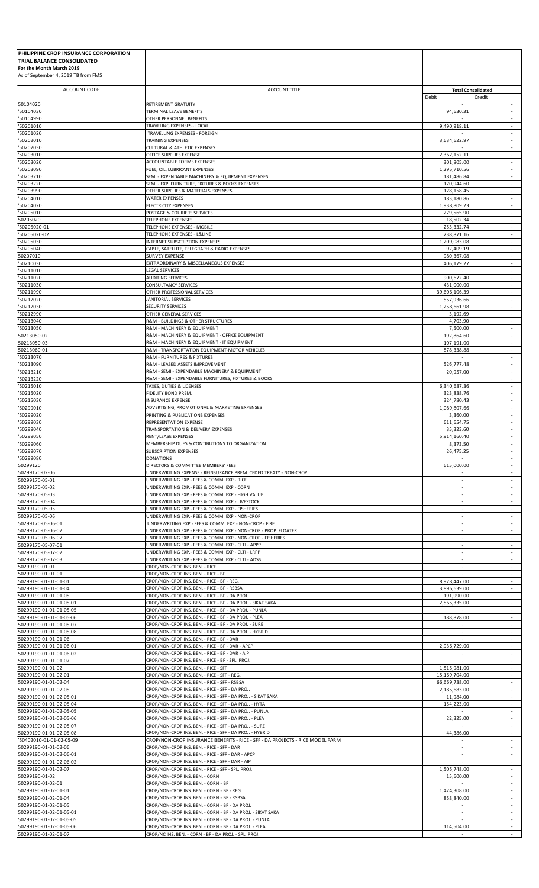**PHILIPPINE CROP INSURANCE CORPORATION**
**TRIAL BALANCE CONSOLIDATED**
**For the Month March 2019**
As of September 4, 2019 TB from FMS

| ACCOUNT CODE | ACCOUNT TITLE | Total Consolidated | |
|---|---|---|---|
| | | Debit | Credit |
| 50104020 | RETIREMENT GRATUITY | - | - |
| '50104030 | TERMINAL LEAVE BENEFITS | 94,630.31 | - |
| '50104990 | OTHER PERSONNEL BENEFITS | - | - |
| '50201010 | TRAVELING EXPENSES - LOCAL | 9,490,918.11 | - |
| '50201020 | TRAVELLING EXPENSES - FOREIGN | - | - |
| '50202010 | TRAINING EXPENSES | 3,634,622.97 | - |
| '50202030 | CULTURAL & ATHLETIC EXPENSES | - | - |
| '50203010 | OFFICE SUPPLIES EXPENSE | 2,362,152.11 | - |
| '50203020 | ACCOUNTABLE FORMS EXPENSES | 301,805.00 | - |
| '50203090 | FUEL, OIL, LUBRICANT EXPENSES | 1,295,710.56 | - |
| '50203210 | SEMI - EXPENDABLE MACHINERY & EQUIPMENT EXPENSES | 181,486.84 | - |
| '50203220 | SEMI - EXP. FURNITURE, FIXTURES & BOOKS EXPENSES | 170,944.60 | - |
| '50203990 | OTHER SUPPLIES & MATERIALS EXPENSES | 128,158.45 | - |
| '50204010 | WATER EXPENSES | 183,180.86 | - |
| '50204020 | ELECTRICITY EXPENSES | 1,938,809.23 | - |
| '50205010 | POSTAGE & COURIERS SERVICES | 279,565.90 | - |
| 50205020 | TELEPHONE EXPENSES | 18,502.34 | - |
| '50205020-01 | TELEPHONE EXPENSES - MOBILE | 253,332.74 | - |
| '50205020-02 | TELEPHONE EXPENSES - L&LINE | 238,871.16 | - |
| '50205030 | INTERNET SUBSCRIPTION EXPENSES | 1,209,083.08 | - |
| '50205040 | CABLE, SATELLITE, TELEGRAPH & RADIO EXPENSES | 92,409.19 | - |
| 50207010 | SURVEY EXPENSE | 980,367.08 | - |
| '50210030 | EXTRAORDINARY & MISCELLANEOUS EXPENSES | 406,179.27 | - |
| '50211010 | LEGAL SERVICES | - | - |
| '50211020 | AUDITING SERVICES | 900,672.40 | - |
| '50211030 | CONSULTANCY SERVICES | 431,000.00 | - |
| '50211990 | OTHER PROFESSIONAL SERVICES | 39,606,106.39 | - |
| '50212020 | JANITORIAL SERVICES | 557,936.66 | - |
| '50212030 | SECURITY SERVICES | 1,258,661.98 | - |
| '50212990 | OTHER GENERAL SERVICES | 3,192.69 | - |
| '50213040 | R&M - BUILDINGS & OTHER STRUCTURES | 4,703.90 | - |
| '50213050 | R&M - MACHINERY & EQUIPMENT | 7,500.00 | - |
| 50213050-02 | R&M - MACHINERY & EQUIPMENT - OFFICE EQUIPMENT | 192,864.60 | - |
| 50213050-03 | R&M - MACHINERY & EQUIPMENT - IT EQUIPMENT | 107,191.00 | - |
| 50213060-01 | R&M - TRANSPORTATION EQUIPMENT-MOTOR VEHICLES | 878,338.88 | - |
| '50213070 | R&M - FURNITURES & FIXTURES | - | - |
| '50213090 | R&M - LEASED ASSETS IMPROVEMENT | 526,777.48 | - |
| '50213210 | R&M - SEMI - EXPENDABLE MACHINERY & EQUIPMENT | 20,957.00 | - |
| '50213220 | R&M - SEMI - EXPENDABLE FURNITURES, FIXTURES & BOOKS | - | - |
| '50215010 | TAXES, DUTIES & LICENSES | 6,340,687.36 | - |
| '50215020 | FIDELITY BOND PREM. | 323,838.76 | - |
| '50215030 | INSURANCE EXPENSE | 324,780.43 | - |
| '50299010 | ADVERTISING, PROMOTIONAL & MARKETING EXPENSES | 1,089,807.66 | - |
| '50299020 | PRINTING & PUBLICATIONS EXPENSES | 3,360.00 | - |
| '50299030 | REPRESENTATION EXPENSE | 611,654.75 | - |
| '50299040 | TRANSPORTATION & DELIVERY EXPENSES | 35,323.60 | - |
| '50299050 | RENT/LEASE EXPENSES | 5,914,160.40 | - |
| '50299060 | MEMBERSHIP DUES & CONTIBUTIONS TO ORGANIZATION | 8,373.50 | - |
| '50299070 | SUBSCRIPTION EXPENSES | 26,475.25 | - |
| '50299080 | DONATIONS | - | - |
| 50299120 | DIRECTORS & COMMITTEE MEMBERS' FEES | 615,000.00 | - |
| 50299170-02-06 | UNDERWRITING EXPENSE - REINSURANCE PREM. CEDED TREATY - NON-CROP | - | - |
| 50299170-05-01 | UNDERWRITING EXP.- FEES & COMM. EXP - RICE | - | - |
| 50299170-05-02 | UNDERWRITING EXP.- FEES & COMM. EXP - CORN | - | - |
| 50299170-05-03 | UNDERWRITING EXP.- FEES & COMM. EXP - HIGH VALUE | - | - |
| 50299170-05-04 | UNDERWRITING EXP.- FEES & COMM. EXP - LIVESTOCK | - | - |
| 50299170-05-05 | UNDERWRITING EXP.- FEES & COMM. EXP - FISHERIES | - | - |
| 50299170-05-06 | UNDERWRITING EXP.- FEES & COMM. EXP - NON-CROP | - | - |
| 50299170-05-06-01 | UNDERWRITING EXP.- FEES & COMM. EXP - NON-CROP - FIRE | - | - |
| 50299170-05-06-02 | UNDERWRITING EXP.- FEES & COMM. EXP - NON-CROP - PROP. FLOATER | - | - |
| 50299170-05-06-07 | UNDERWRITING EXP.- FEES & COMM. EXP - NON-CROP - FISHERIES | - | - |
| 50299170-05-07-01 | UNDERWRITING EXP.- FEES & COMM. EXP - CLTI - APPP | - | - |
| 50299170-05-07-02 | UNDERWRITING EXP.- FEES & COMM. EXP - CLTI - LRPP | - | - |
| 50299170-05-07-03 | UNDERWRITING EXP.- FEES & COMM. EXP - CLTI - ADSS | - | - |
| 50299190-01-01 | CROP/NON-CROP INS. BEN. - RICE | - | - |
| 50299190-01-01-01 | CROP/NON-CROP INS. BEN. - RICE - BF | - | - |
| 50299190-01-01-01-01 | CROP/NON-CROP INS. BEN. - RICE - BF - REG. | 8,928,447.00 | - |
| 50299190-01-01-01-04 | CROP/NON-CROP INS. BEN. - RICE - BF - RSBSA | 3,896,639.00 | - |
| 50299190-01-01-01-05 | CROP/NON-CROP INS. BEN. - RICE - BF - DA PROJ. | 191,990.00 | - |
| 50299190-01-01-01-05-01 | CROP/NON-CROP INS. BEN. - RICE - BF - DA PROJ. - SIKAT SAKA | 2,565,335.00 | - |
| 50299190-01-01-01-05-05 | CROP/NON-CROP INS. BEN. - RICE - BF - DA PROJ. - PUNLA | - | - |
| 50299190-01-01-01-05-06 | CROP/NON-CROP INS. BEN. - RICE - BF - DA PROJ. - PLEA | 188,878.00 | - |
| 50299190-01-01-01-05-07 | CROP/NON-CROP INS. BEN. - RICE - BF - DA PROJ. - SURE | - | - |
| 50299190-01-01-01-05-08 | CROP/NON-CROP INS. BEN. - RICE - BF - DA PROJ. - HYBRID | - | - |
| 50299190-01-01-01-06 | CROP/NON-CROP INS. BEN. - RICE - BF - DAR | - | - |
| 50299190-01-01-01-06-01 | CROP/NON-CROP INS. BEN. - RICE - BF - DAR - APCP | 2,936,729.00 | - |
| 50299190-01-01-01-06-02 | CROP/NON-CROP INS. BEN. - RICE - BF - DAR - AIP | - | - |
| 50299190-01-01-01-07 | CROP/NON-CROP INS. BEN. - RICE - BF - SPL. PROJ. | - | - |
| 50299190-01-01-02 | CROP/NON-CROP INS. BEN. - RICE - SFF | 1,515,981.00 | - |
| 50299190-01-01-02-01 | CROP/NON-CROP INS. BEN. - RICE - SFF - REG. | 15,169,704.00 | - |
| 50299190-01-01-02-04 | CROP/NON-CROP INS. BEN. - RICE - SFF - RSBSA | 66,669,738.00 | - |
| 50299190-01-01-02-05 | CROP/NON-CROP INS. BEN. - RICE - SFF - DA PROJ. | 2,185,683.00 | - |
| 50299190-01-01-02-05-01 | CROP/NON-CROP INS. BEN. - RICE - SFF - DA PROJ. - SIKAT SAKA | 11,984.00 | - |
| 50299190-01-01-02-05-04 | CROP/NON-CROP INS. BEN. - RICE - SFF - DA PROJ. - HYTA | 154,223.00 | - |
| 50299190-01-01-02-05-05 | CROP/NON-CROP INS. BEN. - RICE - SFF - DA PROJ. - PUNLA | - | - |
| 50299190-01-01-02-05-06 | CROP/NON-CROP INS. BEN. - RICE - SFF - DA PROJ. - PLEA | 22,325.00 | - |
| 50299190-01-01-02-05-07 | CROP/NON-CROP INS. BEN. - RICE - SFF - DA PROJ. - SURE | - | - |
| 50299190-01-01-02-05-08 | CROP/NON-CROP INS. BEN. - RICE - SFF - DA PROJ. - HYBRID | 44,386.00 | - |
| '50402010-01-01-02-05-09 | CROP/NON-CROP INSURANCE BENEFITS - RICE - SFF - DA PROJECTS - RICE MODEL FARM | - | - |
| 50299190-01-01-02-06 | CROP/NON-CROP INS. BEN. - RICE - SFF - DAR | - | - |
| 50299190-01-01-02-06-01 | CROP/NON-CROP INS. BEN. - RICE - SFF - DAR - APCP | - | - |
| 50299190-01-01-02-06-02 | CROP/NON-CROP INS. BEN. - RICE - SFF - DAR - AIP | - | - |
| 50299190-01-01-02-07 | CROP/NON-CROP INS. BEN. - RICE - SFF - SPL. PROJ. | 1,505,748.00 | - |
| 50299190-01-02 | CROP/NON-CROP INS. BEN. - CORN | 15,600.00 | - |
| 50299190-01-02-01 | CROP/NON-CROP INS. BEN. - CORN - BF | - | - |
| 50299190-01-02-01-01 | CROP/NON-CROP INS. BEN. - CORN - BF - REG. | 1,424,308.00 | - |
| 50299190-01-02-01-04 | CROP/NON-CROP INS. BEN. - CORN - BF - RSBSA | 858,840.00 | - |
| 50299190-01-02-01-05 | CROP/NON-CROP INS. BEN. - CORN - BF - DA PROJ. | - | - |
| 50299190-01-02-01-05-01 | CROP/NON-CROP INS. BEN. - CORN - BF - DA PROJ. - SIKAT SAKA | - | - |
| 50299190-01-02-01-05-05 | CROP/NON-CROP INS. BEN. - CORN - BF - DA PROJ. - PUNLA | - | - |
| 50299190-01-02-01-05-06 | CROP/NON-CROP INS. BEN. - CORN - BF - DA PROJ. - PLEA | 114,504.00 | - |
| 50299190-01-02-01-07 | CROP/NC INS. BEN. - CORN - BF - DA PROJ. - SPL. PROJ. | - | - |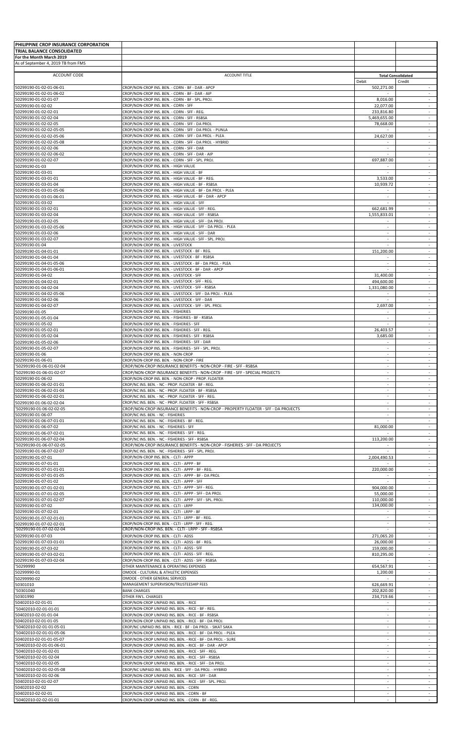| PHILIPPINE CROP INSURANCE CORPORATION | | | |
|---|---|---|---|
| TRIAL BALANCE CONSOLIDATED | | | |
| For the Month March 2019 | | | |
| As of September 4, 2019 TB from FMS | | | |
| ACCOUNT CODE | ACCOUNT TITLE | Total Consolidated | |
| | | Debit | Credit |
| 50299190-01-02-01-06-01 | CROP/NON-CROP INS. BEN. - CORN - BF - DAR - APCP | 502,271.00 | - |
| 50299190-01-02-01-06-02 | CROP/NON-CROP INS. BEN. - CORN - BF - DAR - AIP | - | - |
| 50299190-01-02-01-07 | CROP/NON-CROP INS. BEN. - CORN - BF - SPL. PROJ. | 8,016.00 | - |
| 50299190-01-02-02 | CROP/NON-CROP INS. BEN. - CORN - SFF | 22,077.00 | - |
| 50299190-01-02-02-01 | CROP/NON-CROP INS. BEN. - CORN - SFF - REG. | 233,816.80 | - |
| 50299190-01-02-02-04 | CROP/NON-CROP INS. BEN. - CORN - SFF - RSBSA | 5,469,655.00 | - |
| 50299190-01-02-02-05 | CROP/NON-CROP INS. BEN. - CORN - SFF - DA PROJ. | 78,668.00 | - |
| 50299190-01-02-02-05-05 | CROP/NON-CROP INS. BEN. - CORN - SFF - DA PROJ. - PUNLA | - | - |
| 50299190-01-02-02-05-06 | CROP/NON-CROP INS. BEN. - CORN - SFF - DA PROJ. - PLEA | 24,627.00 | - |
| 50299190-01-02-02-05-08 | CROP/NON-CROP INS. BEN. - CORN - SFF - DA PROJ. - HYBRID | - | - |
| 50299190-01-02-02-06 | CROP/NON-CROP INS. BEN. - CORN - SFF - DAR | - | - |
| 50299190-01-02-02-06-02 | CROP/NON-CROP INS. BEN. - CORN - SFF - DAR - AIP | - | - |
| 50299190-01-02-02-07 | CROP/NON-CROP INS. BEN. - CORN - SFF - SPL. PROJ. | 697,887.00 | - |
| 50299190-01-03 | CROP/NON-CROP INS. BEN. - HIGH VALUE | - | - |
| 50299190-01-03-01 | CROP/NON-CROP INS. BEN. - HIGH VALUE - BF | - | - |
| 50299190-01-03-01-01 | CROP/NON-CROP INS. BEN. - HIGH VALUE - BF - REG. | 3,533.00 | - |
| 50299190-01-03-01-04 | CROP/NON-CROP INS. BEN. - HIGH VALUE - BF - RSBSA | 10,939.72 | - |
| 50299190-01-03-01-05-06 | CROP/NON-CROP INS. BEN. - HIGH VALUE - BF - DA PROJ. - PLEA | - | - |
| 50299190-01-03-01-06-01 | CROP/NON-CROP INS. BEN. - HIGH VALUE - BF - DAR - APCP | - | - |
| 50299190-01-03-02 | CROP/NON-CROP INS. BEN. - HIGH VALUE - SFF | - | - |
| 50299190-01-03-02-01 | CROP/NON-CROP INS. BEN. - HIGH VALUE - SFF - REG. | 662,681.99 | - |
| 50299190-01-03-02-04 | CROP/NON-CROP INS. BEN. - HIGH VALUE - SFF - RSBSA | 1,555,833.01 | - |
| 50299190-01-03-02-05 | CROP/NON-CROP INS. BEN. - HIGH VALUE - SFF - DA PROJ. | - | - |
| 50299190-01-03-02-05-06 | CROP/NON-CROP INS. BEN. - HIGH VALUE - SFF - DA PROJ. - PLEA | - | - |
| 50299190-01-03-02-06 | CROP/NON-CROP INS. BEN. - HIGH VALUE - SFF - DAR | - | - |
| 50299190-01-03-02-07 | CROP/NON-CROP INS. BEN. - HIGH VALUE - SFF - SPL. PROJ. | - | - |
| 50299190-01-04 | CROP/NON-CROP INS. BEN. - LIVESTOCK | - | - |
| 50299190-01-04-01-01 | CROP/NON-CROP INS. BEN. - LIVESTOCK - BF - REG. | 151,200.00 | - |
| 50299190-01-04-01-04 | CROP/NON-CROP INS. BEN. - LIVESTOCK - BF - RSBSA | - | - |
| 50299190-01-04-01-05-06 | CROP/NON-CROP INS. BEN. - LIVESTOCK - BF - DA PROJ. - PLEA | - | - |
| 50299190-01-04-01-06-01 | CROP/NON-CROP INS. BEN. - LIVESTOCK - BF - DAR - APCP | - | - |
| 50299190-01-04-02 | CROP/NON-CROP INS. BEN. - LIVESTOCK - SFF | 31,400.00 | - |
| 50299190-01-04-02-01 | CROP/NON-CROP INS. BEN. - LIVESTOCK - SFF - REG. | 494,600.00 | - |
| 50299190-01-04-02-04 | CROP/NON-CROP INS. BEN. - LIVESTOCK - SFF - RSBSA | 1,331,080.00 | - |
| 50299190-01-04-02-05-06 | CROP/NON-CROP INS. BEN. - LIVESTOCK - SFF - DA PROJ. - PLEA | - | - |
| 50299190-01-04-02-06 | CROP/NON-CROP INS. BEN. - LIVESTOCK - SFF - DAR | - | - |
| 50299190-01-04-02-07 | CROP/NON-CROP INS. BEN. - LIVESTOCK - SFF - SPL. PROJ. | 2,697.00 | - |
| 50299190-01-05 | CROP/NON-CROP INS. BEN. - FISHERIES | - | - |
| 50299190-01-05-01-04 | CROP/NON-CROP INS. BEN. - FISHERIES - BF - RSBSA | - | - |
| 50299190-01-05-02 | CROP/NON-CROP INS. BEN. - FISHERIES - SFF | - | - |
| 50299190-01-05-02-01 | CROP/NON-CROP INS. BEN. - FISHERIES - SFF - REG. | 26,403.57 | - |
| 50299190-01-05-02-04 | CROP/NON-CROP INS. BEN. - FISHERIES - SFF - RSBSA | 3,685.00 | - |
| 50299190-01-05-02-06 | CROP/NON-CROP INS. BEN. - FISHERIES - SFF - DAR | - | - |
| 50299190-01-05-02-07 | CROP/NON-CROP INS. BEN. - FISHERIES - SFF - SPL. PROJ. | - | - |
| 50299190-01-06 | CROP/NON-CROP INS. BEN. - NON-CROP | - | - |
| 50299190-01-06-01 | CROP/NON-CROP INS. BEN. - NON-CROP - FIRE | - | - |
| '50299190-01-06-01-02-04 | CROP/NON-CROP INSURANCE BENEFITS - NON-CROP - FIRE - SFF - RSBSA | - | - |
| '50299190-01-06-01-02-07 | CROP/NON-CROP INSURANCE BENEFITS - NON-CROP - FIRE - SFF - SPECIAL PROJECTS | - | - |
| 50299190-01-06-02 | CROP/NON-CROP INS. BEN. - NON-CROP - PROP. FLOATER | - | - |
| 50299190-01-06-02-01-01 | CROP/NC INS. BEN. - NC - PROP. FLOATER - BF - REG. | - | - |
| 50299190-01-06-02-01-04 | CROP/NC INS. BEN. - NC - PROP. FLOATER - BF - RSBSA | - | - |
| 50299190-01-06-02-02-01 | CROP/NC INS. BEN. - NC - PROP. FLOATER - SFF - REG. | - | - |
| 50299190-01-06-02-02-04 | CROP/NC INS. BEN. - NC - PROP. FLOATER - SFF - RSBSA | - | - |
| '50299190-01-06-02-02-05 | CROP/NON-CROP INSURANCE BENEFITS - NON-CROP - PROPERTY FLOATER - SFF - DA PROJECTS | - | - |
| 50299190-01-06-07 | CROP/NC INS. BEN. - NC - FISHERIES | - | - |
| 50299190-01-06-07-01-01 | CROP/NC INS. BEN. - NC - FISHERIES - BF - REG. | - | - |
| 50299190-01-06-07-02 | CROP/NC INS. BEN. - NC - FISHERIES - SFF | 81,000.00 | - |
| 50299190-01-06-07-02-01 | CROP/NC INS. BEN. - NC - FISHERIES - SFF - REG. | - | - |
| 50299190-01-06-07-02-04 | CROP/NC INS. BEN. - NC - FISHERIES - SFF - RSBSA | 113,200.00 | - |
| '50299190-01-06-07-02-05 | CROP/NON-CROP INSURANCE BENEFITS - NON-CROP - FISHERIES - SFF - DA PROJECTS | - | - |
| 50299190-01-06-07-02-07 | CROP/NC INS. BEN. - NC - FISHERIES - SFF - SPL. PROJ. | - | - |
| 50299190-01-07-01 | CROP/NON-CROP INS. BEN. - CLTI - APPP | 2,004,490.53 | - |
| 50299190-01-07-01-01 | CROP/NON-CROP INS. BEN. - CLTI - APPP - BF | - | - |
| 50299190-01-07-01-01-01 | CROP/NON-CROP INS. BEN. - CLTI - APPP - BF - REG. | 220,000.00 | - |
| 50299190-01-07-01-01-05 | CROP/NON-CROP INS. BEN. - CLTI - APPP - BF - DA PROJ. | - | - |
| 50299190-01-07-01-02 | CROP/NON-CROP INS. BEN. - CLTI - APPP - SFF | - | - |
| 50299190-01-07-01-02-01 | CROP/NON-CROP INS. BEN. - CLTI - APPP - SFF - REG. | 904,000.00 | - |
| 50299190-01-07-01-02-05 | CROP/NON-CROP INS. BEN. - CLTI - APPP - SFF - DA PROJ. | 55,000.00 | - |
| 50299190-01-07-01-02-07 | CROP/NON-CROP INS. BEN. - CLTI - APPP - SFF - SPL. PROJ. | 110,000.00 | - |
| 50299190-01-07-02 | CROP/NON-CROP INS. BEN. - CLTI - LRPP | 134,000.00 | - |
| 50299190-01-07-02-01 | CROP/NON-CROP INS. BEN. - CLTI - LRPP - BF | - | - |
| 50299190-01-07-02-01-01 | CROP/NON-CROP INS. BEN. - CLTI - LRPP - BF - REG. | - | - |
| 50299190-01-07-02-02-01 | CROP/NON-CROP INS. BEN. - CLTI - LRPP - SFF - REG. | - | - |
| '50299190-01-07-02-02-04 | CROP/NON-CROP INS. BEN. - CLTI - LRPP - SFF - RSBSA | - | - |
| 50299190-01-07-03 | CROP/NON-CROP INS. BEN. - CLTI - ADSS | 271,065.20 | - |
| 50299190-01-07-03-01-01 | CROP/NON-CROP INS. BEN. - CLTI - ADSS - BF - REG. | 26,000.00 | - |
| 50299190-01-07-03-02 | CROP/NON-CROP INS. BEN. - CLTI - ADSS - SFF | 159,000.00 | - |
| 50299190-01-07-03-02-01 | CROP/NON-CROP INS. BEN. - CLTI - ADSS - SFF - REG. | 810,295.00 | - |
| 50299190-01-07-03-02-04 | CROP/NON-CROP INS. BEN. - CLTI - ADSS - SFF - RSBSA | - | - |
| '50299990 | OTHER MAINTENANCE & OPERATING EXPENSES | 654,567.91 | - |
| 50299990-01 | OMOOE - CULTURAL & ATHLETIC EXPENSES | 1,200.00 | - |
| 50299990-02 | OMOOE - OTHER GENERAL SERVICES | - | - |
| 50301010 | MANAGEMENT SUPERVISION/TRUSTEESHIP FEES | 626,669.91 | - |
| '50301040 | BANK CHARGES | 202,820.00 | - |
| 50301990 | OTHER FIN'L. CHARGES | 234,719.66 | - |
| 50402010-02-01-01 | CROP/NON-CROP UNPAID INS. BEN. - RICE | - | - |
| '50402010-02-01-01-01 | CROP/NON-CROP UNPAID INS. BEN. - RICE - BF - REG. | - | - |
| 50402010-02-01-01-04 | CROP/NON-CROP UNPAID INS. BEN. - RICE - BF - RSBSA | - | - |
| 50402010-02-01-01-05 | CROP/NON-CROP UNPAID INS. BEN. - RICE - BF - DA PROJ. | - | - |
| '50402010-02-01-01-05-01 | CROP/NC UNPAID INS. BEN. - RICE - BF - DA PROJ. - SIKAT SAKA | - | - |
| '50402010-02-01-01-05-06 | CROP/NON-CROP UNPAID INS. BEN. - RICE - BF - DA PROJ. - PLEA | - | - |
| 50402010-02-01-01-05-07 | CROP/NON-CROP UNPAID INS. BEN. - RICE - BF - DA PROJ. - SURE | - | - |
| '50402010-02-01-01-06-01 | CROP/NON-CROP UNPAID INS. BEN. - RICE - BF - DAR - APCP | - | - |
| '50402010-02-01-02-01 | CROP/NON-CROP UNPAID INS. BEN. - RICE - SFF - REG. | - | - |
| '50402010-02-01-02-04 | CROP/NON-CROP UNPAID INS. BEN. - RICE - SFF - RSBSA | - | - |
| '50402010-02-01-02-05 | CROP/NON-CROP UNPAID INS. BEN. - RICE - SFF - DA PROJ. | - | - |
| '50402010-02-01-02-05-08 | CROP/NC UNPAID INS. BEN. - RICE - SFF - DA PROJ. - HYBRID | - | - |
| '50402010-02-01-02-06 | CROP/NON-CROP UNPAID INS. BEN. - RICE - SFF - DAR | - | - |
| 50402010-02-01-02-07 | CROP/NON-CROP UNPAID INS. BEN. - RICE - SFF - SPL. PROJ. | - | - |
| 50402010-02-02 | CROP/NON-CROP UNPAID INS. BEN. - CORN | - | - |
| 50402010-02-02-01 | CROP/NON-CROP UNPAID INS. BEN. - CORN - BF | - | - |
| '50402010-02-02-01-01 | CROP/NON-CROP UNPAID INS. BEN. - CORN - BF - REG. | - | - |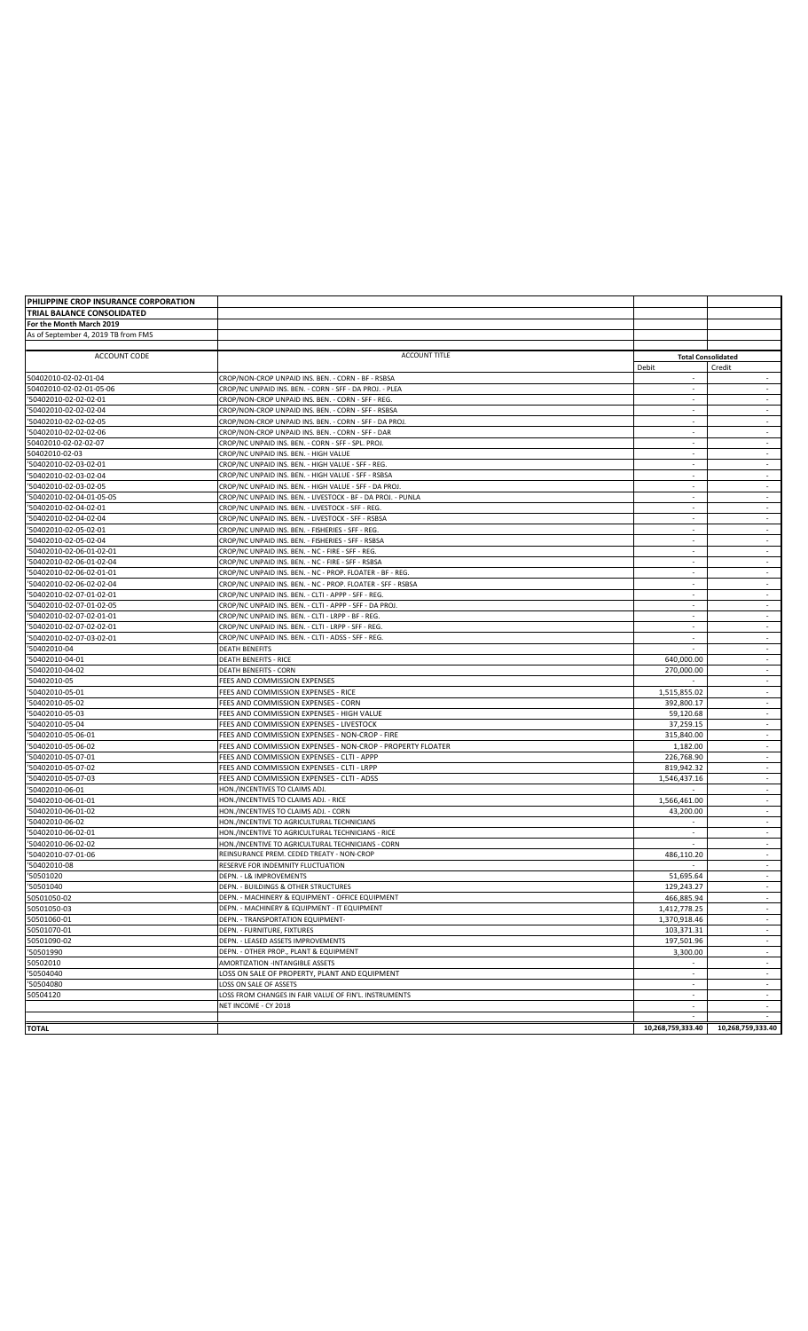| PHILIPPINE CROP INSURANCE CORPORATION | | | |
|---|---|---|---|
| TRIAL BALANCE CONSOLIDATED | | | |
| For the Month March 2019 | | | |
| As of September 4, 2019 TB from FMS | | | |
| ACCOUNT CODE | ACCOUNT TITLE | Total Consolidated | |
| | | Debit | Credit |
| 50402010-02-02-01-04 | CROP/NON-CROP UNPAID INS. BEN. - CORN - BF - RSBSA | - | - |
| 50402010-02-02-01-05-06 | CROP/NC UNPAID INS. BEN. - CORN - SFF - DA PROJ. - PLEA | - | - |
| '50402010-02-02-02-01 | CROP/NON-CROP UNPAID INS. BEN. - CORN - SFF - REG. | - | - |
| '50402010-02-02-02-04 | CROP/NON-CROP UNPAID INS. BEN. - CORN - SFF - RSBSA | - | - |
| '50402010-02-02-02-05 | CROP/NON-CROP UNPAID INS. BEN. - CORN - SFF - DA PROJ. | - | - |
| '50402010-02-02-02-06 | CROP/NON-CROP UNPAID INS. BEN. - CORN - SFF - DAR | - | - |
| 50402010-02-02-02-07 | CROP/NC UNPAID INS. BEN. - CORN - SFF - SPL. PROJ. | - | - |
| 50402010-02-03 | CROP/NC UNPAID INS. BEN. - HIGH VALUE | - | - |
| '50402010-02-03-02-01 | CROP/NC UNPAID INS. BEN. - HIGH VALUE - SFF - REG. | - | - |
| '50402010-02-03-02-04 | CROP/NC UNPAID INS. BEN. - HIGH VALUE - SFF - RSBSA | - | - |
| '50402010-02-03-02-05 | CROP/NC UNPAID INS. BEN. - HIGH VALUE - SFF - DA PROJ. | - | - |
| '50402010-02-04-01-05-05 | CROP/NC UNPAID INS. BEN. - LIVESTOCK - BF - DA PROJ. - PUNLA | - | - |
| '50402010-02-04-02-01 | CROP/NC UNPAID INS. BEN. - LIVESTOCK - SFF - REG. | - | - |
| '50402010-02-04-02-04 | CROP/NC UNPAID INS. BEN. - LIVESTOCK - SFF - RSBSA | - | - |
| '50402010-02-05-02-01 | CROP/NC UNPAID INS. BEN. - FISHERIES - SFF - REG. | - | - |
| '50402010-02-05-02-04 | CROP/NC UNPAID INS. BEN. - FISHERIES - SFF - RSBSA | - | - |
| '50402010-02-06-01-02-01 | CROP/NC UNPAID INS. BEN. - NC - FIRE - SFF - REG. | - | - |
| '50402010-02-06-01-02-04 | CROP/NC UNPAID INS. BEN. - NC - FIRE - SFF - RSBSA | - | - |
| '50402010-02-06-02-01-01 | CROP/NC UNPAID INS. BEN. - NC - PROP. FLOATER - BF - REG. | - | - |
| '50402010-02-06-02-02-04 | CROP/NC UNPAID INS. BEN. - NC - PROP. FLOATER - SFF - RSBSA | - | - |
| '50402010-02-07-01-02-01 | CROP/NC UNPAID INS. BEN. - CLTI - APPP - SFF - REG. | - | - |
| '50402010-02-07-01-02-05 | CROP/NC UNPAID INS. BEN. - CLTI - APPP - SFF - DA PROJ. | - | - |
| '50402010-02-07-02-01-01 | CROP/NC UNPAID INS. BEN. - CLTI - LRPP - BF - REG. | - | - |
| '50402010-02-07-02-02-01 | CROP/NC UNPAID INS. BEN. - CLTI - LRPP - SFF - REG. | - | - |
| '50402010-02-07-03-02-01 | CROP/NC UNPAID INS. BEN. - CLTI - ADSS - SFF - REG. | - | - |
| '50402010-04 | DEATH BENEFITS | - | - |
| '50402010-04-01 | DEATH BENEFITS - RICE | 640,000.00 | - |
| '50402010-04-02 | DEATH BENEFITS - CORN | 270,000.00 | - |
| '50402010-05 | FEES AND COMMISSION EXPENSES | - | - |
| '50402010-05-01 | FEES AND COMMISSION EXPENSES - RICE | 1,515,855.02 | - |
| '50402010-05-02 | FEES AND COMMISSION EXPENSES - CORN | 392,800.17 | - |
| '50402010-05-03 | FEES AND COMMISSION EXPENSES - HIGH VALUE | 59,120.68 | - |
| '50402010-05-04 | FEES AND COMMISSION EXPENSES - LIVESTOCK | 37,259.15 | - |
| '50402010-05-06-01 | FEES AND COMMISSION EXPENSES - NON-CROP - FIRE | 315,840.00 | - |
| '50402010-05-06-02 | FEES AND COMMISSION EXPENSES - NON-CROP - PROPERTY FLOATER | 1,182.00 | - |
| '50402010-05-07-01 | FEES AND COMMISSION EXPENSES - CLTI - APPP | 226,768.90 | - |
| '50402010-05-07-02 | FEES AND COMMISSION EXPENSES - CLTI - LRPP | 819,942.32 | - |
| '50402010-05-07-03 | FEES AND COMMISSION EXPENSES - CLTI - ADSS | 1,546,437.16 | - |
| '50402010-06-01 | HON./INCENTIVES TO CLAIMS ADJ. | - | - |
| '50402010-06-01-01 | HON./INCENTIVES TO CLAIMS ADJ. - RICE | 1,566,461.00 | - |
| '50402010-06-01-02 | HON./INCENTIVES TO CLAIMS ADJ. - CORN | 43,200.00 | - |
| '50402010-06-02 | HON./INCENTIVE TO AGRICULTURAL TECHNICIANS | - | - |
| '50402010-06-02-01 | HON./INCENTIVE TO AGRICULTURAL TECHNICIANS - RICE | - | - |
| '50402010-06-02-02 | HON./INCENTIVE TO AGRICULTURAL TECHNICIANS - CORN | - | - |
| '50402010-07-01-06 | REINSURANCE PREM. CEDED TREATY - NON-CROP | 486,110.20 | - |
| '50402010-08 | RESERVE FOR INDEMNITY FLUCTUATION | - | - |
| '50501020 | DEPN. - L& IMPROVEMENTS | 51,695.64 | - |
| '50501040 | DEPN. - BUILDINGS & OTHER STRUCTURES | 129,243.27 | - |
| 50501050-02 | DEPN. - MACHINERY & EQUIPMENT - OFFICE EQUIPMENT | 466,885.94 | - |
| 50501050-03 | DEPN. - MACHINERY & EQUIPMENT - IT EQUIPMENT | 1,412,778.25 | - |
| 50501060-01 | DEPN. - TRANSPORTATION EQUIPMENT- | 1,370,918.46 | - |
| 50501070-01 | DEPN. - FURNITURE, FIXTURES | 103,371.31 | - |
| 50501090-02 | DEPN. - LEASED ASSETS IMPROVEMENTS | 197,501.96 | - |
| '50501990 | DEPN. - OTHER PROP., PLANT & EQUIPMENT | 3,300.00 | - |
| 50502010 | AMORTIZATION -INTANGIBLE ASSETS | - | - |
| '50504040 | LOSS ON SALE OF PROPERTY, PLANT AND EQUIPMENT | - | - |
| '50504080 | LOSS ON SALE OF ASSETS | - | - |
| 50504120 | LOSS FROM CHANGES IN FAIR VALUE OF FIN'L. INSTRUMENTS | - | - |
| | NET INCOME - CY 2018 | - | - |
| | | - | - |
| TOTAL | | 10,268,759,333.40 | 10,268,759,333.40 |